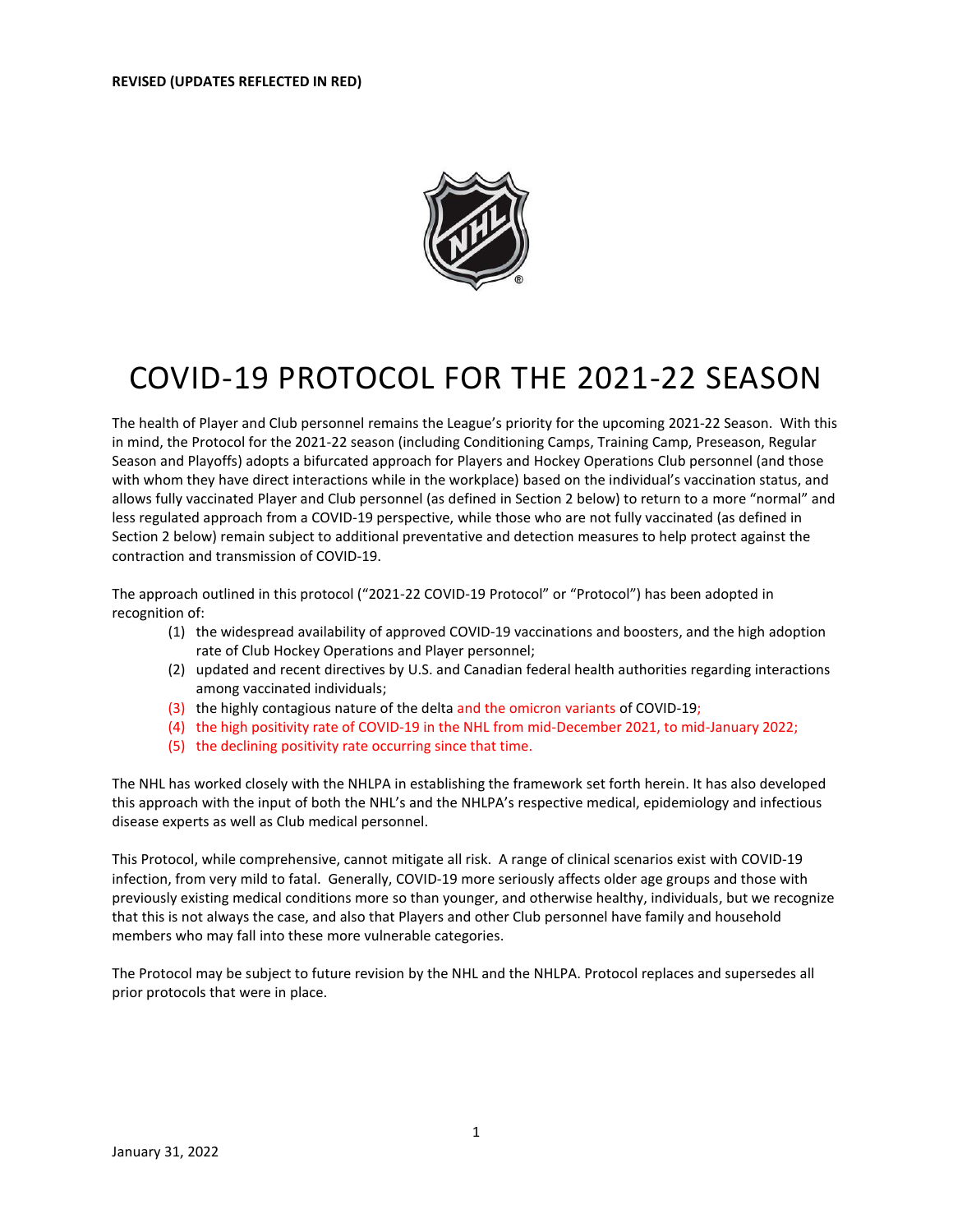**REVISED (UPDATES REFLECTED IN RED)**

# COVID-19 PROTOCOL FOR THE 2021-22 SEASON

The health of Player and Club personnel remains the League's priority for the upcoming 2021-22 Season. With this in mind, the Protocol for the 2021-22 season (including Conditioning Camps, Training Camp, Preseason, Regular Season and Playoffs) adopts a bifurcated approach for Players and Hockey Operations Club personnel (and those with whom they have direct interactions while in the workplace) based on the individual's vaccination status, and allows fully vaccinated Player and Club personnel (as defined in Section 2 below) to return to a more "normal" and less regulated approach from a COVID-19 perspective, while those who are not fully vaccinated (as defined in Section 2 below) remain subject to additional preventative and detection measures to help protect against the contraction and transmission of COVID-19.

The approach outlined in this protocol ("2021-22 COVID-19 Protocol" or "Protocol") has been adopted in recognition of:

(1) the widespread availability of approved COVID-19 vaccinations and boosters, and the high adoption rate of Club Hockey Operations and Player personnel;
(2) updated and recent directives by U.S. and Canadian federal health authorities regarding interactions among vaccinated individuals;
(3) the highly contagious nature of the delta and the omicron variants of COVID-19;
(4) the high positivity rate of COVID-19 in the NHL from mid-December 2021, to mid-January 2022;
(5) the declining positivity rate occurring since that time.

The NHL has worked closely with the NHLPA in establishing the framework set forth herein. It has also developed this approach with the input of both the NHL's and the NHLPA's respective medical, epidemiology and infectious disease experts as well as Club medical personnel.

This Protocol, while comprehensive, cannot mitigate all risk. A range of clinical scenarios exist with COVID-19 infection, from very mild to fatal. Generally, COVID-19 more seriously affects older age groups and those with previously existing medical conditions more so than younger, and otherwise healthy, individuals, but we recognize that this is not always the case, and also that Players and other Club personnel have family and household members who may fall into these more vulnerable categories.

The Protocol may be subject to future revision by the NHL and the NHLPA. Protocol replaces and supersedes all prior protocols that were in place.

January 31, 2022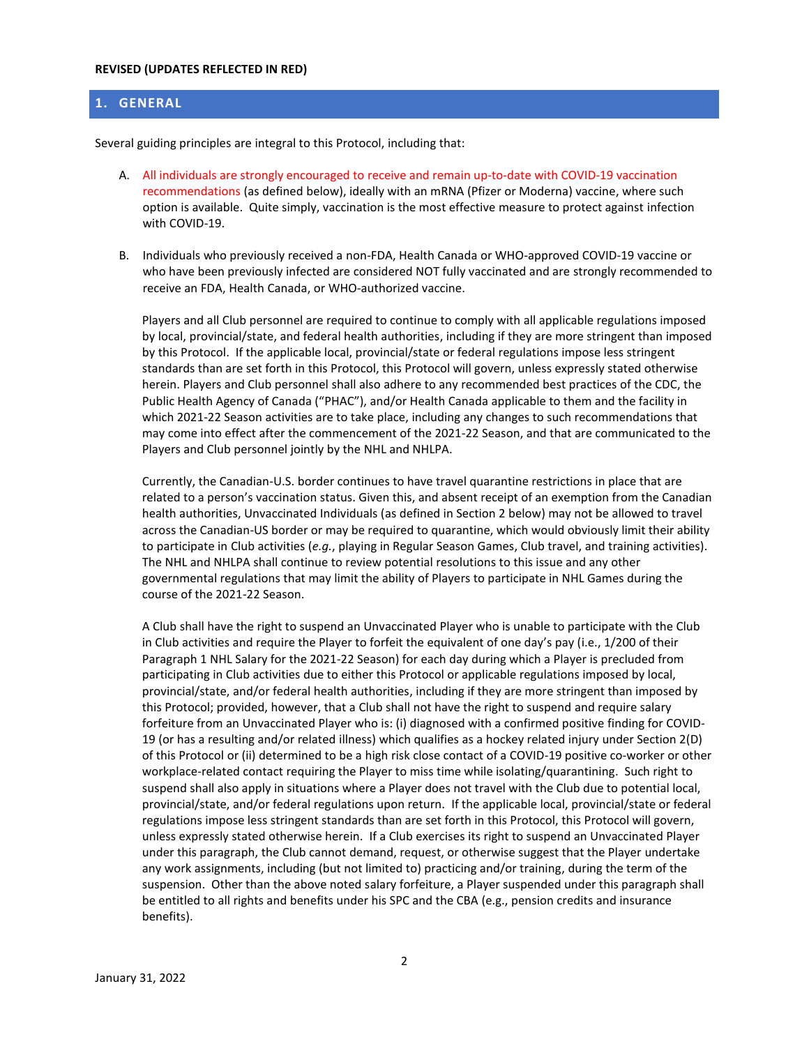**REVISED (UPDATES REFLECTED IN RED)**

## 1. GENERAL

Several guiding principles are integral to this Protocol, including that:

A. All individuals are strongly encouraged to receive and remain up-to-date with COVID-19 vaccination recommendations (as defined below), ideally with an mRNA (Pfizer or Moderna) vaccine, where such option is available. Quite simply, vaccination is the most effective measure to protect against infection with COVID-19.

B. Individuals who previously received a non-FDA, Health Canada or WHO-approved COVID-19 vaccine or who have been previously infected are considered NOT fully vaccinated and are strongly recommended to receive an FDA, Health Canada, or WHO-authorized vaccine.

Players and all Club personnel are required to continue to comply with all applicable regulations imposed by local, provincial/state, and federal health authorities, including if they are more stringent than imposed by this Protocol. If the applicable local, provincial/state or federal regulations impose less stringent standards than are set forth in this Protocol, this Protocol will govern, unless expressly stated otherwise herein. Players and Club personnel shall also adhere to any recommended best practices of the CDC, the Public Health Agency of Canada ("PHAC"), and/or Health Canada applicable to them and the facility in which 2021-22 Season activities are to take place, including any changes to such recommendations that may come into effect after the commencement of the 2021-22 Season, and that are communicated to the Players and Club personnel jointly by the NHL and NHLPA.

Currently, the Canadian-U.S. border continues to have travel quarantine restrictions in place that are related to a person's vaccination status. Given this, and absent receipt of an exemption from the Canadian health authorities, Unvaccinated Individuals (as defined in Section 2 below) may not be allowed to travel across the Canadian-US border or may be required to quarantine, which would obviously limit their ability to participate in Club activities (*e.g.*, playing in Regular Season Games, Club travel, and training activities). The NHL and NHLPA shall continue to review potential resolutions to this issue and any other governmental regulations that may limit the ability of Players to participate in NHL Games during the course of the 2021-22 Season.

A Club shall have the right to suspend an Unvaccinated Player who is unable to participate with the Club in Club activities and require the Player to forfeit the equivalent of one day's pay (i.e., 1/200 of their Paragraph 1 NHL Salary for the 2021-22 Season) for each day during which a Player is precluded from participating in Club activities due to either this Protocol or applicable regulations imposed by local, provincial/state, and/or federal health authorities, including if they are more stringent than imposed by this Protocol; provided, however, that a Club shall not have the right to suspend and require salary forfeiture from an Unvaccinated Player who is: (i) diagnosed with a confirmed positive finding for COVID-19 (or has a resulting and/or related illness) which qualifies as a hockey related injury under Section 2(D) of this Protocol or (ii) determined to be a high risk close contact of a COVID-19 positive co-worker or other workplace-related contact requiring the Player to miss time while isolating/quarantining. Such right to suspend shall also apply in situations where a Player does not travel with the Club due to potential local, provincial/state, and/or federal regulations upon return. If the applicable local, provincial/state or federal regulations impose less stringent standards than are set forth in this Protocol, this Protocol will govern, unless expressly stated otherwise herein. If a Club exercises its right to suspend an Unvaccinated Player under this paragraph, the Club cannot demand, request, or otherwise suggest that the Player undertake any work assignments, including (but not limited to) practicing and/or training, during the term of the suspension. Other than the above noted salary forfeiture, a Player suspended under this paragraph shall be entitled to all rights and benefits under his SPC and the CBA (e.g., pension credits and insurance benefits).

January 31, 2022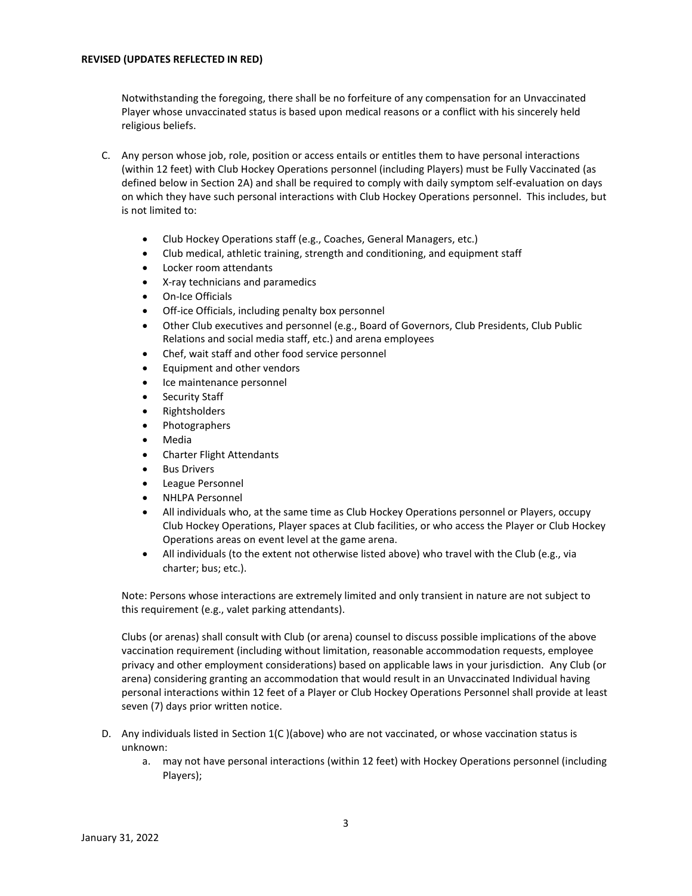Notwithstanding the foregoing, there shall be no forfeiture of any compensation for an Unvaccinated Player whose unvaccinated status is based upon medical reasons or a conflict with his sincerely held religious beliefs.

C. Any person whose job, role, position or access entails or entitles them to have personal interactions (within 12 feet) with Club Hockey Operations personnel (including Players) must be Fully Vaccinated (as defined below in Section 2A) and shall be required to comply with daily symptom self-evaluation on days on which they have such personal interactions with Club Hockey Operations personnel. This includes, but is not limited to:

- Club Hockey Operations staff (e.g., Coaches, General Managers, etc.)
- Club medical, athletic training, strength and conditioning, and equipment staff
- Locker room attendants
- X-ray technicians and paramedics
- On-Ice Officials
- Off-ice Officials, including penalty box personnel
- Other Club executives and personnel (e.g., Board of Governors, Club Presidents, Club Public Relations and social media staff, etc.) and arena employees
- Chef, wait staff and other food service personnel
- Equipment and other vendors
- Ice maintenance personnel
- Security Staff
- Rightsholders
- Photographers
- Media
- Charter Flight Attendants
- Bus Drivers
- League Personnel
- NHLPA Personnel
- All individuals who, at the same time as Club Hockey Operations personnel or Players, occupy Club Hockey Operations, Player spaces at Club facilities, or who access the Player or Club Hockey Operations areas on event level at the game arena.
- All individuals (to the extent not otherwise listed above) who travel with the Club (e.g., via charter; bus; etc.).

Note: Persons whose interactions are extremely limited and only transient in nature are not subject to this requirement (e.g., valet parking attendants).

Clubs (or arenas) shall consult with Club (or arena) counsel to discuss possible implications of the above vaccination requirement (including without limitation, reasonable accommodation requests, employee privacy and other employment considerations) based on applicable laws in your jurisdiction. Any Club (or arena) considering granting an accommodation that would result in an Unvaccinated Individual having personal interactions within 12 feet of a Player or Club Hockey Operations Personnel shall provide at least seven (7) days prior written notice.

D. Any individuals listed in Section 1(C )(above) who are not vaccinated, or whose vaccination status is unknown:
   a. may not have personal interactions (within 12 feet) with Hockey Operations personnel (including Players);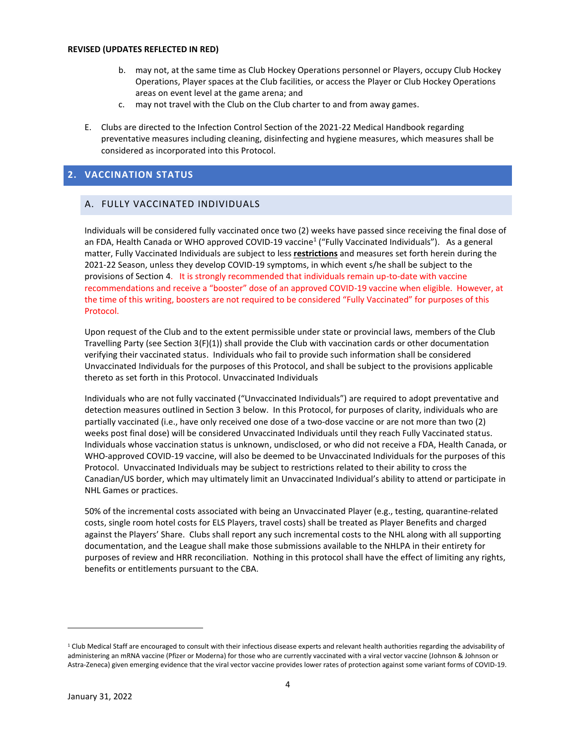**REVISED (UPDATES REFLECTED IN RED)**

b. may not, at the same time as Club Hockey Operations personnel or Players, occupy Club Hockey Operations, Player spaces at the Club facilities, or access the Player or Club Hockey Operations areas on event level at the game arena; and

c. may not travel with the Club on the Club charter to and from away games.

E. Clubs are directed to the Infection Control Section of the 2021-22 Medical Handbook regarding preventative measures including cleaning, disinfecting and hygiene measures, which measures shall be considered as incorporated into this Protocol.

## 2. VACCINATION STATUS

### A. FULLY VACCINATED INDIVIDUALS

Individuals will be considered fully vaccinated once two (2) weeks have passed since receiving the final dose of an FDA, Health Canada or WHO approved COVID-19 vaccine[1] ("Fully Vaccinated Individuals"). As a general matter, Fully Vaccinated Individuals are subject to less **restrictions** and measures set forth herein during the 2021-22 Season, unless they develop COVID-19 symptoms, in which event s/he shall be subject to the provisions of Section 4. It is strongly recommended that individuals remain up-to-date with vaccine recommendations and receive a "booster" dose of an approved COVID-19 vaccine when eligible. However, at the time of this writing, boosters are not required to be considered "Fully Vaccinated" for purposes of this Protocol.

Upon request of the Club and to the extent permissible under state or provincial laws, members of the Club Travelling Party (see Section 3(F)(1)) shall provide the Club with vaccination cards or other documentation verifying their vaccinated status. Individuals who fail to provide such information shall be considered Unvaccinated Individuals for the purposes of this Protocol, and shall be subject to the provisions applicable thereto as set forth in this Protocol. Unvaccinated Individuals

Individuals who are not fully vaccinated ("Unvaccinated Individuals") are required to adopt preventative and detection measures outlined in Section 3 below. In this Protocol, for purposes of clarity, individuals who are partially vaccinated (i.e., have only received one dose of a two-dose vaccine or are not more than two (2) weeks post final dose) will be considered Unvaccinated Individuals until they reach Fully Vaccinated status. Individuals whose vaccination status is unknown, undisclosed, or who did not receive a FDA, Health Canada, or WHO-approved COVID-19 vaccine, will also be deemed to be Unvaccinated Individuals for the purposes of this Protocol. Unvaccinated Individuals may be subject to restrictions related to their ability to cross the Canadian/US border, which may ultimately limit an Unvaccinated Individual's ability to attend or participate in NHL Games or practices.

50% of the incremental costs associated with being an Unvaccinated Player (e.g., testing, quarantine-related costs, single room hotel costs for ELS Players, travel costs) shall be treated as Player Benefits and charged against the Players' Share. Clubs shall report any such incremental costs to the NHL along with all supporting documentation, and the League shall make those submissions available to the NHLPA in their entirety for purposes of review and HRR reconciliation. Nothing in this protocol shall have the effect of limiting any rights, benefits or entitlements pursuant to the CBA.

[1] Club Medical Staff are encouraged to consult with their infectious disease experts and relevant health authorities regarding the advisability of administering an mRNA vaccine (Pfizer or Moderna) for those who are currently vaccinated with a viral vector vaccine (Johnson & Johnson or Astra-Zeneca) given emerging evidence that the viral vector vaccine provides lower rates of protection against some variant forms of COVID-19.

January 31, 2022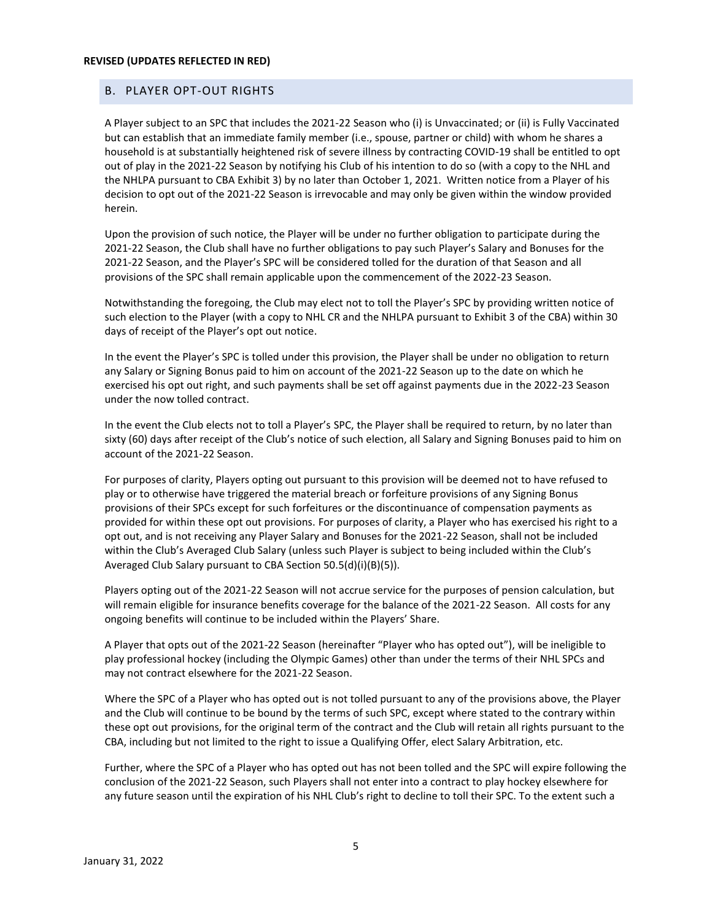**REVISED (UPDATES REFLECTED IN RED)**

## B. PLAYER OPT-OUT RIGHTS

A Player subject to an SPC that includes the 2021-22 Season who (i) is Unvaccinated; or (ii) is Fully Vaccinated but can establish that an immediate family member (i.e., spouse, partner or child) with whom he shares a household is at substantially heightened risk of severe illness by contracting COVID-19 shall be entitled to opt out of play in the 2021-22 Season by notifying his Club of his intention to do so (with a copy to the NHL and the NHLPA pursuant to CBA Exhibit 3) by no later than October 1, 2021. Written notice from a Player of his decision to opt out of the 2021-22 Season is irrevocable and may only be given within the window provided herein.

Upon the provision of such notice, the Player will be under no further obligation to participate during the 2021-22 Season, the Club shall have no further obligations to pay such Player's Salary and Bonuses for the 2021-22 Season, and the Player's SPC will be considered tolled for the duration of that Season and all provisions of the SPC shall remain applicable upon the commencement of the 2022-23 Season.

Notwithstanding the foregoing, the Club may elect not to toll the Player's SPC by providing written notice of such election to the Player (with a copy to NHL CR and the NHLPA pursuant to Exhibit 3 of the CBA) within 30 days of receipt of the Player's opt out notice.

In the event the Player's SPC is tolled under this provision, the Player shall be under no obligation to return any Salary or Signing Bonus paid to him on account of the 2021-22 Season up to the date on which he exercised his opt out right, and such payments shall be set off against payments due in the 2022-23 Season under the now tolled contract.

In the event the Club elects not to toll a Player's SPC, the Player shall be required to return, by no later than sixty (60) days after receipt of the Club's notice of such election, all Salary and Signing Bonuses paid to him on account of the 2021-22 Season.

For purposes of clarity, Players opting out pursuant to this provision will be deemed not to have refused to play or to otherwise have triggered the material breach or forfeiture provisions of any Signing Bonus provisions of their SPCs except for such forfeitures or the discontinuance of compensation payments as provided for within these opt out provisions. For purposes of clarity, a Player who has exercised his right to a opt out, and is not receiving any Player Salary and Bonuses for the 2021-22 Season, shall not be included within the Club's Averaged Club Salary (unless such Player is subject to being included within the Club's Averaged Club Salary pursuant to CBA Section 50.5(d)(i)(B)(5)).

Players opting out of the 2021-22 Season will not accrue service for the purposes of pension calculation, but will remain eligible for insurance benefits coverage for the balance of the 2021-22 Season. All costs for any ongoing benefits will continue to be included within the Players' Share.

A Player that opts out of the 2021-22 Season (hereinafter "Player who has opted out"), will be ineligible to play professional hockey (including the Olympic Games) other than under the terms of their NHL SPCs and may not contract elsewhere for the 2021-22 Season.

Where the SPC of a Player who has opted out is not tolled pursuant to any of the provisions above, the Player and the Club will continue to be bound by the terms of such SPC, except where stated to the contrary within these opt out provisions, for the original term of the contract and the Club will retain all rights pursuant to the CBA, including but not limited to the right to issue a Qualifying Offer, elect Salary Arbitration, etc.

Further, where the SPC of a Player who has opted out has not been tolled and the SPC will expire following the conclusion of the 2021-22 Season, such Players shall not enter into a contract to play hockey elsewhere for any future season until the expiration of his NHL Club's right to decline to toll their SPC. To the extent such a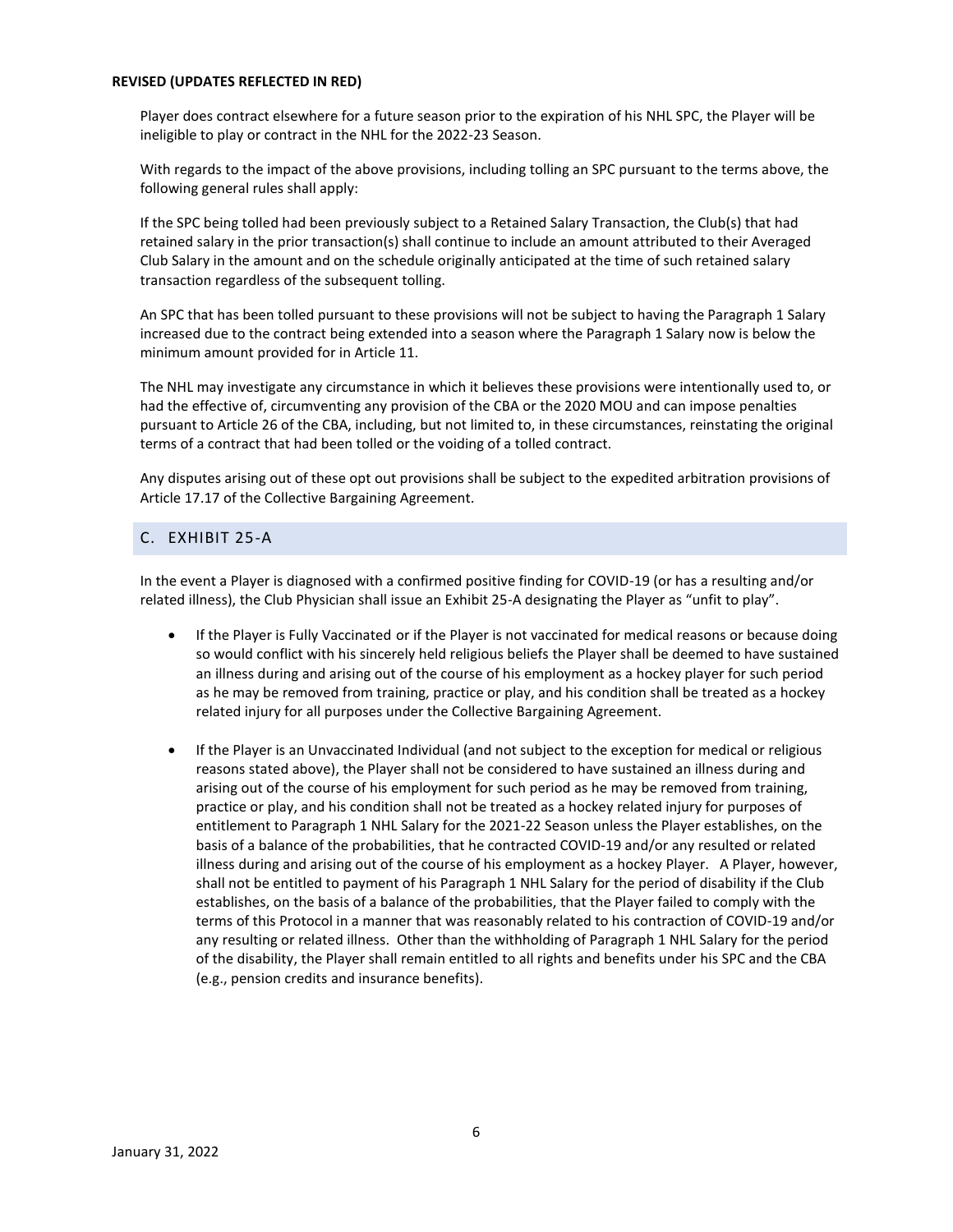**REVISED (UPDATES REFLECTED IN RED)**

Player does contract elsewhere for a future season prior to the expiration of his NHL SPC, the Player will be ineligible to play or contract in the NHL for the 2022-23 Season.

With regards to the impact of the above provisions, including tolling an SPC pursuant to the terms above, the following general rules shall apply:

If the SPC being tolled had been previously subject to a Retained Salary Transaction, the Club(s) that had retained salary in the prior transaction(s) shall continue to include an amount attributed to their Averaged Club Salary in the amount and on the schedule originally anticipated at the time of such retained salary transaction regardless of the subsequent tolling.

An SPC that has been tolled pursuant to these provisions will not be subject to having the Paragraph 1 Salary increased due to the contract being extended into a season where the Paragraph 1 Salary now is below the minimum amount provided for in Article 11.

The NHL may investigate any circumstance in which it believes these provisions were intentionally used to, or had the effective of, circumventing any provision of the CBA or the 2020 MOU and can impose penalties pursuant to Article 26 of the CBA, including, but not limited to, in these circumstances, reinstating the original terms of a contract that had been tolled or the voiding of a tolled contract.

Any disputes arising out of these opt out provisions shall be subject to the expedited arbitration provisions of Article 17.17 of the Collective Bargaining Agreement.

## C. EXHIBIT 25-A

In the event a Player is diagnosed with a confirmed positive finding for COVID-19 (or has a resulting and/or related illness), the Club Physician shall issue an Exhibit 25-A designating the Player as "unfit to play".

- If the Player is Fully Vaccinated or if the Player is not vaccinated for medical reasons or because doing so would conflict with his sincerely held religious beliefs the Player shall be deemed to have sustained an illness during and arising out of the course of his employment as a hockey player for such period as he may be removed from training, practice or play, and his condition shall be treated as a hockey related injury for all purposes under the Collective Bargaining Agreement.

- If the Player is an Unvaccinated Individual (and not subject to the exception for medical or religious reasons stated above), the Player shall not be considered to have sustained an illness during and arising out of the course of his employment for such period as he may be removed from training, practice or play, and his condition shall not be treated as a hockey related injury for purposes of entitlement to Paragraph 1 NHL Salary for the 2021-22 Season unless the Player establishes, on the basis of a balance of the probabilities, that he contracted COVID-19 and/or any resulted or related illness during and arising out of the course of his employment as a hockey Player. A Player, however, shall not be entitled to payment of his Paragraph 1 NHL Salary for the period of disability if the Club establishes, on the basis of a balance of the probabilities, that the Player failed to comply with the terms of this Protocol in a manner that was reasonably related to his contraction of COVID-19 and/or any resulting or related illness. Other than the withholding of Paragraph 1 NHL Salary for the period of the disability, the Player shall remain entitled to all rights and benefits under his SPC and the CBA (e.g., pension credits and insurance benefits).

January 31, 2022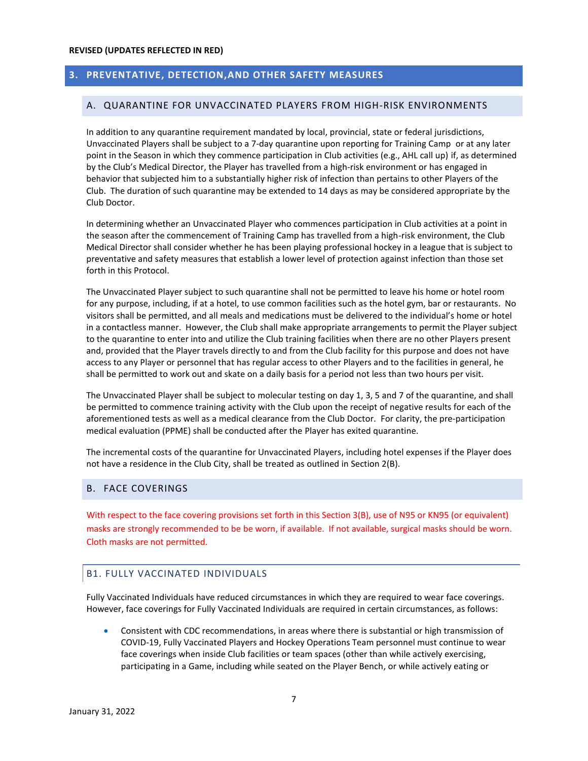**REVISED (UPDATES REFLECTED IN RED)**

## 3. PREVENTATIVE, DETECTION,AND OTHER SAFETY MEASURES

### A. QUARANTINE FOR UNVACCINATED PLAYERS FROM HIGH-RISK ENVIRONMENTS

In addition to any quarantine requirement mandated by local, provincial, state or federal jurisdictions, Unvaccinated Players shall be subject to a 7-day quarantine upon reporting for Training Camp or at any later point in the Season in which they commence participation in Club activities (e.g., AHL call up) if, as determined by the Club's Medical Director, the Player has travelled from a high-risk environment or has engaged in behavior that subjected him to a substantially higher risk of infection than pertains to other Players of the Club. The duration of such quarantine may be extended to 14 days as may be considered appropriate by the Club Doctor.

In determining whether an Unvaccinated Player who commences participation in Club activities at a point in the season after the commencement of Training Camp has travelled from a high-risk environment, the Club Medical Director shall consider whether he has been playing professional hockey in a league that is subject to preventative and safety measures that establish a lower level of protection against infection than those set forth in this Protocol.

The Unvaccinated Player subject to such quarantine shall not be permitted to leave his home or hotel room for any purpose, including, if at a hotel, to use common facilities such as the hotel gym, bar or restaurants. No visitors shall be permitted, and all meals and medications must be delivered to the individual's home or hotel in a contactless manner. However, the Club shall make appropriate arrangements to permit the Player subject to the quarantine to enter into and utilize the Club training facilities when there are no other Players present and, provided that the Player travels directly to and from the Club facility for this purpose and does not have access to any Player or personnel that has regular access to other Players and to the facilities in general, he shall be permitted to work out and skate on a daily basis for a period not less than two hours per visit.

The Unvaccinated Player shall be subject to molecular testing on day 1, 3, 5 and 7 of the quarantine, and shall be permitted to commence training activity with the Club upon the receipt of negative results for each of the aforementioned tests as well as a medical clearance from the Club Doctor. For clarity, the pre-participation medical evaluation (PPME) shall be conducted after the Player has exited quarantine.

The incremental costs of the quarantine for Unvaccinated Players, including hotel expenses if the Player does not have a residence in the Club City, shall be treated as outlined in Section 2(B).

### B. FACE COVERINGS

With respect to the face covering provisions set forth in this Section 3(B), use of N95 or KN95 (or equivalent) masks are strongly recommended to be be worn, if available. If not available, surgical masks should be worn. Cloth masks are not permitted.

#### B1. FULLY VACCINATED INDIVIDUALS

Fully Vaccinated Individuals have reduced circumstances in which they are required to wear face coverings. However, face coverings for Fully Vaccinated Individuals are required in certain circumstances, as follows:

- Consistent with CDC recommendations, in areas where there is substantial or high transmission of COVID-19, Fully Vaccinated Players and Hockey Operations Team personnel must continue to wear face coverings when inside Club facilities or team spaces (other than while actively exercising, participating in a Game, including while seated on the Player Bench, or while actively eating or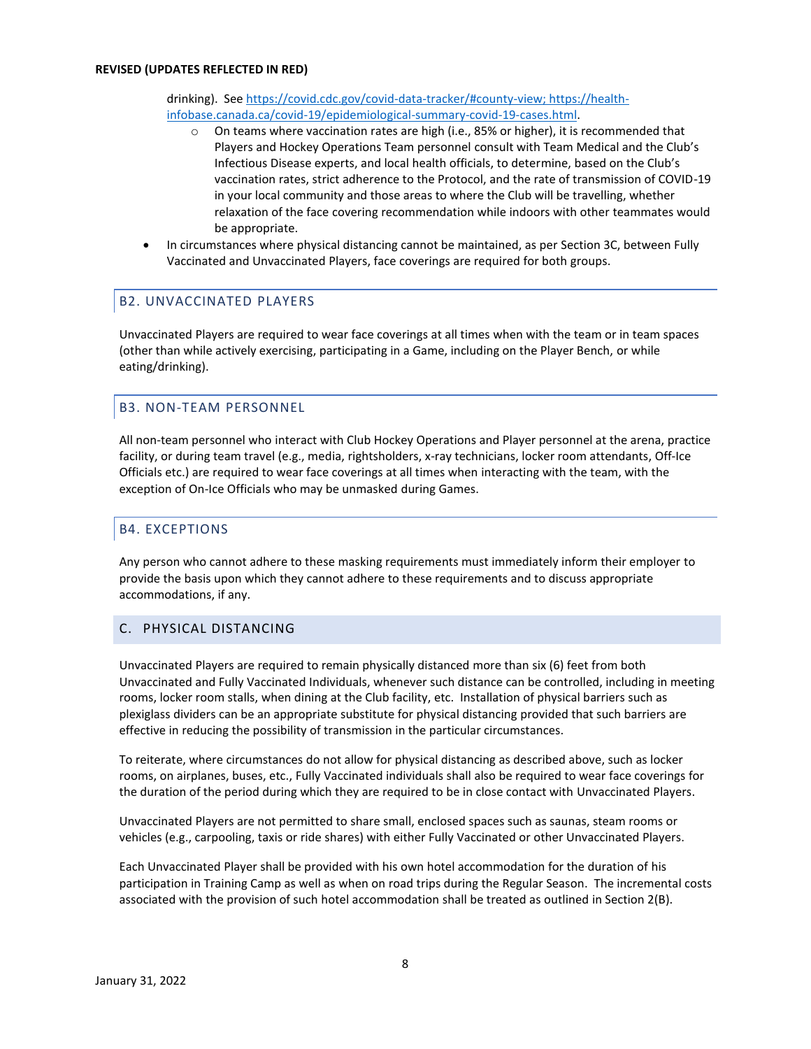drinking). See [https://covid.cdc.gov/covid-data-tracker/#county-view; https://health-infobase.canada.ca/covid-19/epidemiological-summary-covid-19-cases.html](https://covid.cdc.gov/covid-data-tracker/#county-view).

    - On teams where vaccination rates are high (i.e., 85% or higher), it is recommended that Players and Hockey Operations Team personnel consult with Team Medical and the Club's Infectious Disease experts, and local health officials, to determine, based on the Club's vaccination rates, strict adherence to the Protocol, and the rate of transmission of COVID-19 in your local community and those areas to where the Club will be travelling, whether relaxation of the face covering recommendation while indoors with other teammates would be appropriate.

- In circumstances where physical distancing cannot be maintained, as per Section 3C, between Fully Vaccinated and Unvaccinated Players, face coverings are required for both groups.

### B2. UNVACCINATED PLAYERS

Unvaccinated Players are required to wear face coverings at all times when with the team or in team spaces (other than while actively exercising, participating in a Game, including on the Player Bench, or while eating/drinking).

### B3. NON-TEAM PERSONNEL

All non-team personnel who interact with Club Hockey Operations and Player personnel at the arena, practice facility, or during team travel (e.g., media, rightsholders, x-ray technicians, locker room attendants, Off-Ice Officials etc.) are required to wear face coverings at all times when interacting with the team, with the exception of On-Ice Officials who may be unmasked during Games.

### B4. EXCEPTIONS

Any person who cannot adhere to these masking requirements must immediately inform their employer to provide the basis upon which they cannot adhere to these requirements and to discuss appropriate accommodations, if any.

## C. PHYSICAL DISTANCING

Unvaccinated Players are required to remain physically distanced more than six (6) feet from both Unvaccinated and Fully Vaccinated Individuals, whenever such distance can be controlled, including in meeting rooms, locker room stalls, when dining at the Club facility, etc. Installation of physical barriers such as plexiglass dividers can be an appropriate substitute for physical distancing provided that such barriers are effective in reducing the possibility of transmission in the particular circumstances.

To reiterate, where circumstances do not allow for physical distancing as described above, such as locker rooms, on airplanes, buses, etc., Fully Vaccinated individuals shall also be required to wear face coverings for the duration of the period during which they are required to be in close contact with Unvaccinated Players.

Unvaccinated Players are not permitted to share small, enclosed spaces such as saunas, steam rooms or vehicles (e.g., carpooling, taxis or ride shares) with either Fully Vaccinated or other Unvaccinated Players.

Each Unvaccinated Player shall be provided with his own hotel accommodation for the duration of his participation in Training Camp as well as when on road trips during the Regular Season. The incremental costs associated with the provision of such hotel accommodation shall be treated as outlined in Section 2(B).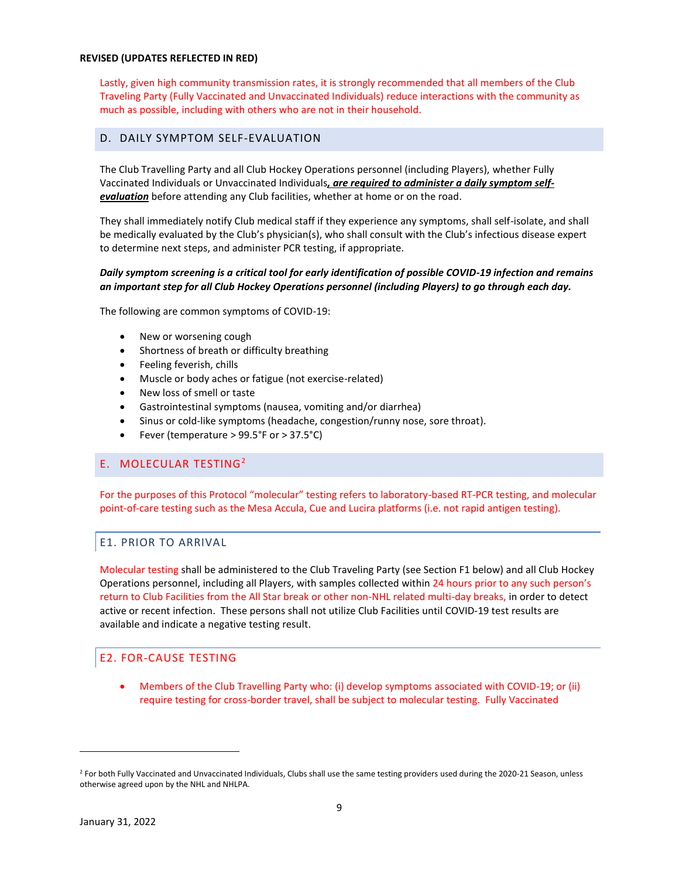**REVISED (UPDATES REFLECTED IN RED)**

Lastly, given high community transmission rates, it is strongly recommended that all members of the Club Traveling Party (Fully Vaccinated and Unvaccinated Individuals) reduce interactions with the community as much as possible, including with others who are not in their household.

## D. DAILY SYMPTOM SELF-EVALUATION

The Club Travelling Party and all Club Hockey Operations personnel (including Players), whether Fully Vaccinated Individuals or Unvaccinated Individuals***, are required to administer a daily symptom self-evaluation*** before attending any Club facilities, whether at home or on the road.

They shall immediately notify Club medical staff if they experience any symptoms, shall self-isolate, and shall be medically evaluated by the Club's physician(s), who shall consult with the Club's infectious disease expert to determine next steps, and administer PCR testing, if appropriate.

***Daily symptom screening is a critical tool for early identification of possible COVID-19 infection and remains an important step for all Club Hockey Operations personnel (including Players) to go through each day.***

The following are common symptoms of COVID-19:

- New or worsening cough
- Shortness of breath or difficulty breathing
- Feeling feverish, chills
- Muscle or body aches or fatigue (not exercise-related)
- New loss of smell or taste
- Gastrointestinal symptoms (nausea, vomiting and/or diarrhea)
- Sinus or cold-like symptoms (headache, congestion/runny nose, sore throat).
- Fever (temperature > 99.5°F or > 37.5°C)

## E. MOLECULAR TESTING[2]

For the purposes of this Protocol "molecular" testing refers to laboratory-based RT-PCR testing, and molecular point-of-care testing such as the Mesa Accula, Cue and Lucira platforms (i.e. not rapid antigen testing).

### E1. PRIOR TO ARRIVAL

Molecular testing shall be administered to the Club Traveling Party (see Section F1 below) and all Club Hockey Operations personnel, including all Players, with samples collected within 24 hours prior to any such person's return to Club Facilities from the All Star break or other non-NHL related multi-day breaks, in order to detect active or recent infection. These persons shall not utilize Club Facilities until COVID-19 test results are available and indicate a negative testing result.

### E2. FOR-CAUSE TESTING

- Members of the Club Travelling Party who: (i) develop symptoms associated with COVID-19; or (ii) require testing for cross-border travel, shall be subject to molecular testing. Fully Vaccinated

[2] For both Fully Vaccinated and Unvaccinated Individuals, Clubs shall use the same testing providers used during the 2020-21 Season, unless otherwise agreed upon by the NHL and NHLPA.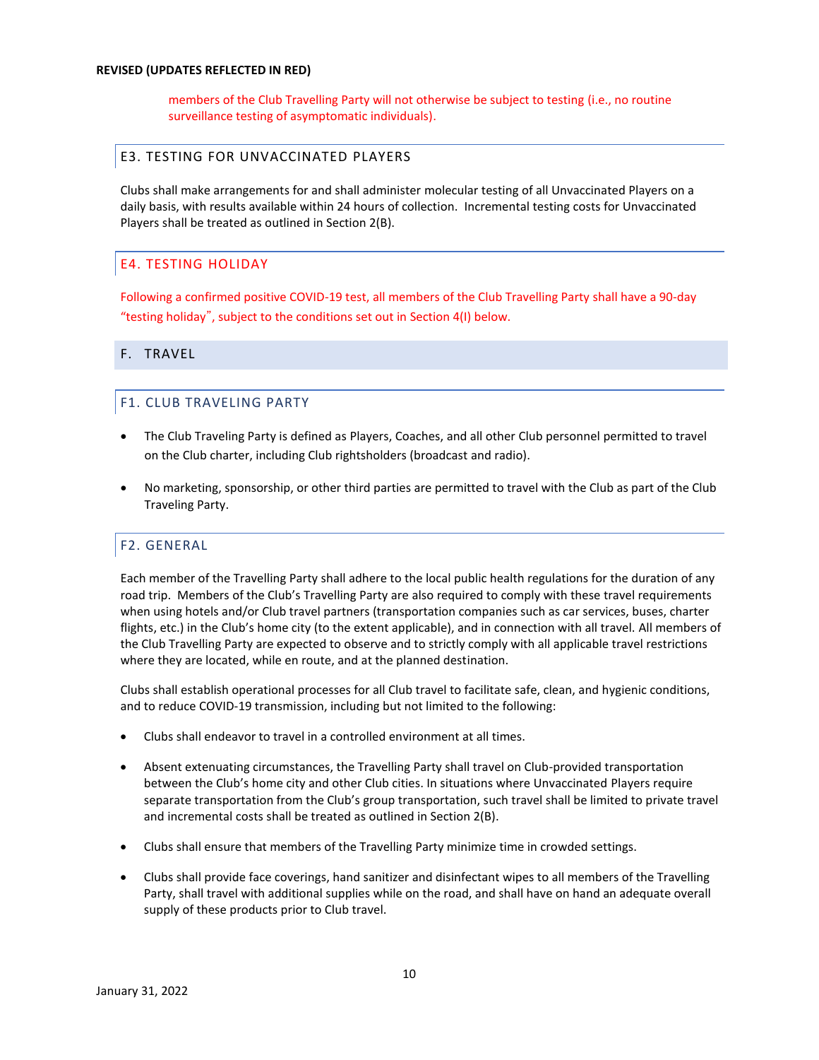members of the Club Travelling Party will not otherwise be subject to testing (i.e., no routine surveillance testing of asymptomatic individuals).

### E3. TESTING FOR UNVACCINATED PLAYERS

Clubs shall make arrangements for and shall administer molecular testing of all Unvaccinated Players on a daily basis, with results available within 24 hours of collection. Incremental testing costs for Unvaccinated Players shall be treated as outlined in Section 2(B).

### E4. TESTING HOLIDAY

Following a confirmed positive COVID-19 test, all members of the Club Travelling Party shall have a 90-day "testing holiday", subject to the conditions set out in Section 4(I) below.

## F. TRAVEL

### F1. CLUB TRAVELING PARTY

- The Club Traveling Party is defined as Players, Coaches, and all other Club personnel permitted to travel on the Club charter, including Club rightsholders (broadcast and radio).
- No marketing, sponsorship, or other third parties are permitted to travel with the Club as part of the Club Traveling Party.

### F2. GENERAL

Each member of the Travelling Party shall adhere to the local public health regulations for the duration of any road trip. Members of the Club's Travelling Party are also required to comply with these travel requirements when using hotels and/or Club travel partners (transportation companies such as car services, buses, charter flights, etc.) in the Club's home city (to the extent applicable), and in connection with all travel. All members of the Club Travelling Party are expected to observe and to strictly comply with all applicable travel restrictions where they are located, while en route, and at the planned destination.

Clubs shall establish operational processes for all Club travel to facilitate safe, clean, and hygienic conditions, and to reduce COVID-19 transmission, including but not limited to the following:

- Clubs shall endeavor to travel in a controlled environment at all times.
- Absent extenuating circumstances, the Travelling Party shall travel on Club-provided transportation between the Club's home city and other Club cities. In situations where Unvaccinated Players require separate transportation from the Club's group transportation, such travel shall be limited to private travel and incremental costs shall be treated as outlined in Section 2(B).
- Clubs shall ensure that members of the Travelling Party minimize time in crowded settings.
- Clubs shall provide face coverings, hand sanitizer and disinfectant wipes to all members of the Travelling Party, shall travel with additional supplies while on the road, and shall have on hand an adequate overall supply of these products prior to Club travel.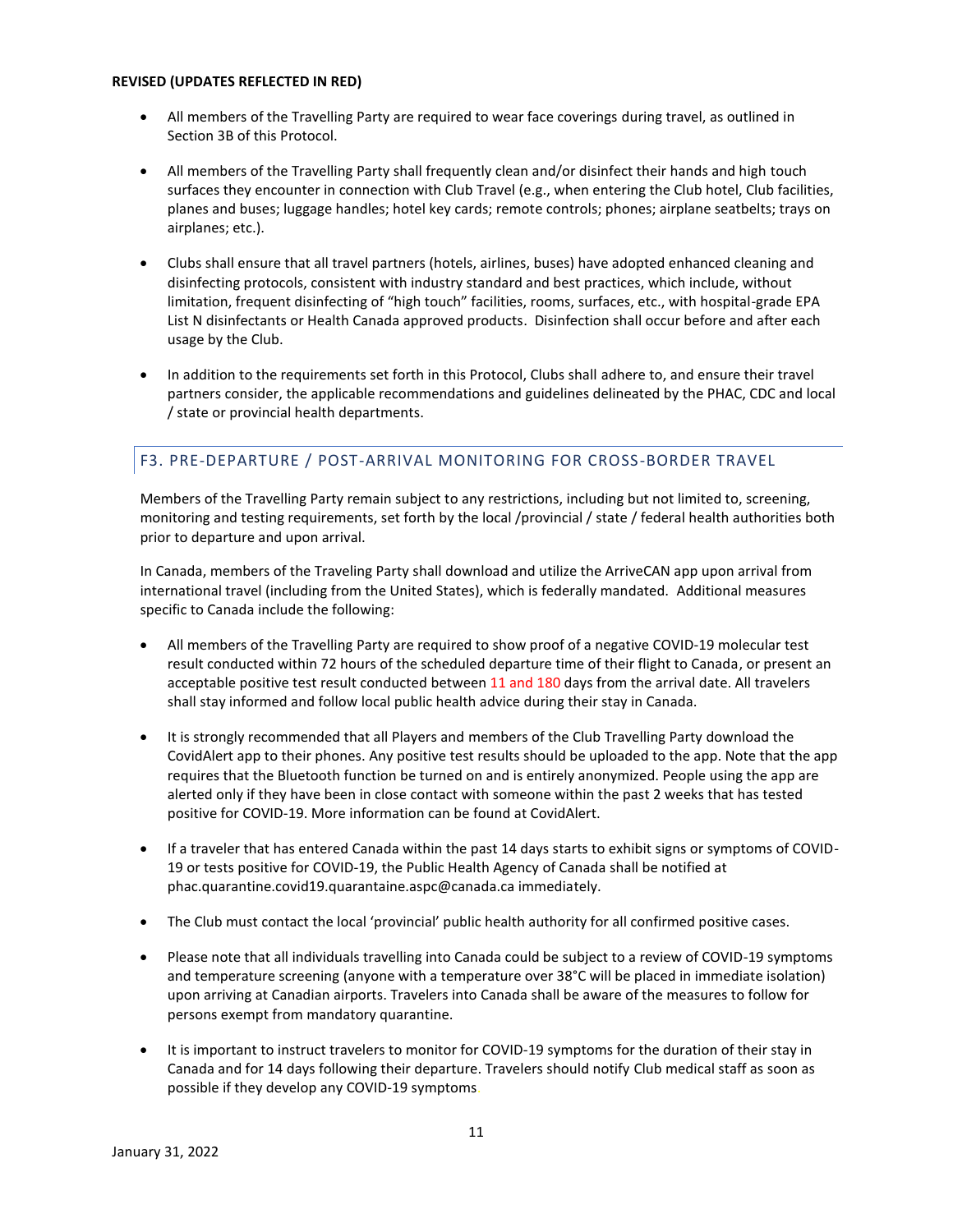**REVISED (UPDATES REFLECTED IN RED)**

- All members of the Travelling Party are required to wear face coverings during travel, as outlined in Section 3B of this Protocol.
- All members of the Travelling Party shall frequently clean and/or disinfect their hands and high touch surfaces they encounter in connection with Club Travel (e.g., when entering the Club hotel, Club facilities, planes and buses; luggage handles; hotel key cards; remote controls; phones; airplane seatbelts; trays on airplanes; etc.).
- Clubs shall ensure that all travel partners (hotels, airlines, buses) have adopted enhanced cleaning and disinfecting protocols, consistent with industry standard and best practices, which include, without limitation, frequent disinfecting of "high touch" facilities, rooms, surfaces, etc., with hospital-grade EPA List N disinfectants or Health Canada approved products. Disinfection shall occur before and after each usage by the Club.
- In addition to the requirements set forth in this Protocol, Clubs shall adhere to, and ensure their travel partners consider, the applicable recommendations and guidelines delineated by the PHAC, CDC and local / state or provincial health departments.

## F3. PRE-DEPARTURE / POST-ARRIVAL MONITORING FOR CROSS-BORDER TRAVEL

Members of the Travelling Party remain subject to any restrictions, including but not limited to, screening, monitoring and testing requirements, set forth by the local /provincial / state / federal health authorities both prior to departure and upon arrival.

In Canada, members of the Traveling Party shall download and utilize the ArriveCAN app upon arrival from international travel (including from the United States), which is federally mandated. Additional measures specific to Canada include the following:

- All members of the Travelling Party are required to show proof of a negative COVID-19 molecular test result conducted within 72 hours of the scheduled departure time of their flight to Canada, or present an acceptable positive test result conducted between 11 and 180 days from the arrival date. All travelers shall stay informed and follow local public health advice during their stay in Canada.
- It is strongly recommended that all Players and members of the Club Travelling Party download the CovidAlert app to their phones. Any positive test results should be uploaded to the app. Note that the app requires that the Bluetooth function be turned on and is entirely anonymized. People using the app are alerted only if they have been in close contact with someone within the past 2 weeks that has tested positive for COVID-19. More information can be found at CovidAlert.
- If a traveler that has entered Canada within the past 14 days starts to exhibit signs or symptoms of COVID-19 or tests positive for COVID-19, the Public Health Agency of Canada shall be notified at phac.quarantine.covid19.quarantaine.aspc@canada.ca immediately.
- The Club must contact the local 'provincial' public health authority for all confirmed positive cases.
- Please note that all individuals travelling into Canada could be subject to a review of COVID-19 symptoms and temperature screening (anyone with a temperature over 38°C will be placed in immediate isolation) upon arriving at Canadian airports. Travelers into Canada shall be aware of the measures to follow for persons exempt from mandatory quarantine.
- It is important to instruct travelers to monitor for COVID-19 symptoms for the duration of their stay in Canada and for 14 days following their departure. Travelers should notify Club medical staff as soon as possible if they develop any COVID-19 symptoms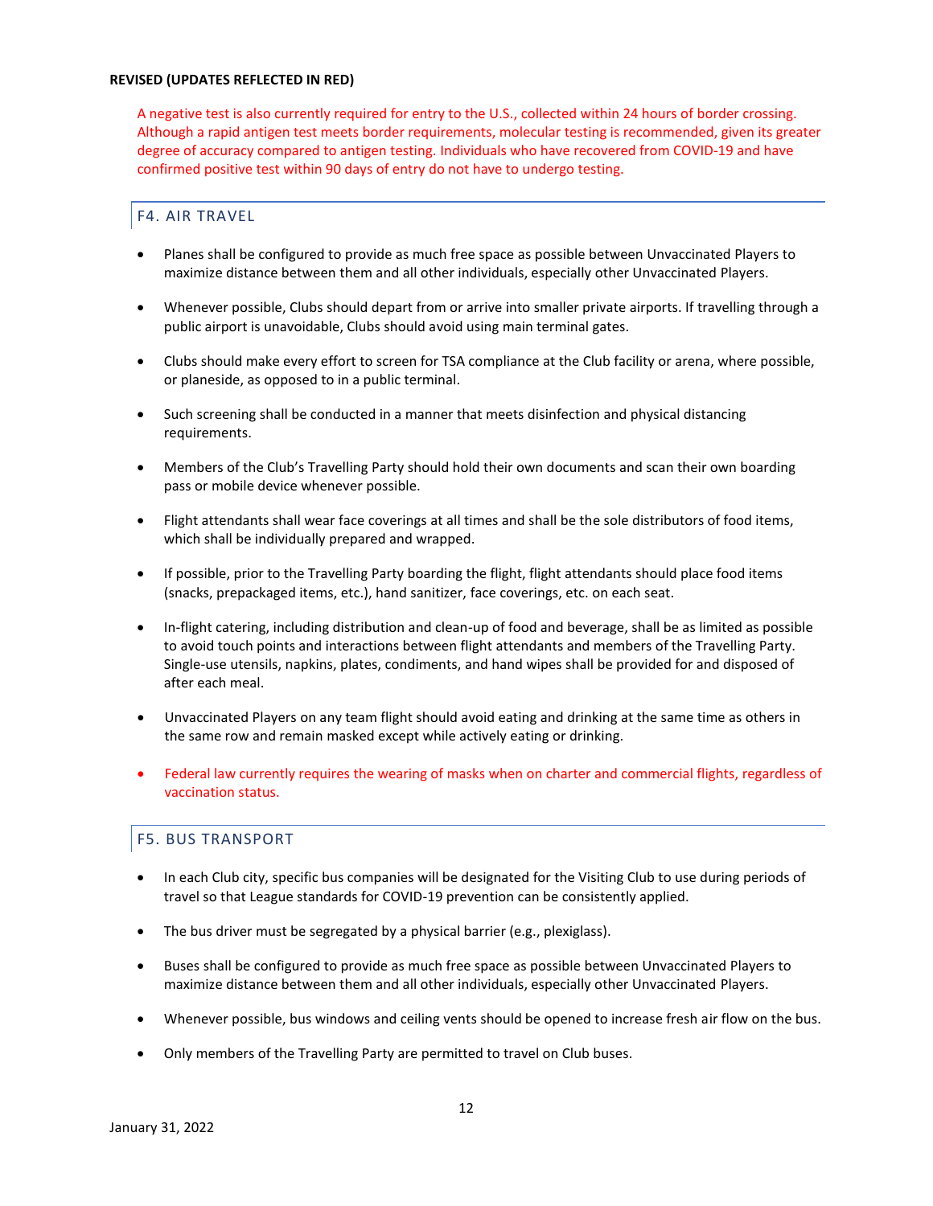**REVISED (UPDATES REFLECTED IN RED)**

A negative test is also currently required for entry to the U.S., collected within 24 hours of border crossing. Although a rapid antigen test meets border requirements, molecular testing is recommended, given its greater degree of accuracy compared to antigen testing. Individuals who have recovered from COVID-19 and have confirmed positive test within 90 days of entry do not have to undergo testing.

## F4. AIR TRAVEL

- Planes shall be configured to provide as much free space as possible between Unvaccinated Players to maximize distance between them and all other individuals, especially other Unvaccinated Players.
- Whenever possible, Clubs should depart from or arrive into smaller private airports. If travelling through a public airport is unavoidable, Clubs should avoid using main terminal gates.
- Clubs should make every effort to screen for TSA compliance at the Club facility or arena, where possible, or planeside, as opposed to in a public terminal.
- Such screening shall be conducted in a manner that meets disinfection and physical distancing requirements.
- Members of the Club's Travelling Party should hold their own documents and scan their own boarding pass or mobile device whenever possible.
- Flight attendants shall wear face coverings at all times and shall be the sole distributors of food items, which shall be individually prepared and wrapped.
- If possible, prior to the Travelling Party boarding the flight, flight attendants should place food items (snacks, prepackaged items, etc.), hand sanitizer, face coverings, etc. on each seat.
- In-flight catering, including distribution and clean-up of food and beverage, shall be as limited as possible to avoid touch points and interactions between flight attendants and members of the Travelling Party. Single-use utensils, napkins, plates, condiments, and hand wipes shall be provided for and disposed of after each meal.
- Unvaccinated Players on any team flight should avoid eating and drinking at the same time as others in the same row and remain masked except while actively eating or drinking.
- Federal law currently requires the wearing of masks when on charter and commercial flights, regardless of vaccination status.

## F5. BUS TRANSPORT

- In each Club city, specific bus companies will be designated for the Visiting Club to use during periods of travel so that League standards for COVID-19 prevention can be consistently applied.
- The bus driver must be segregated by a physical barrier (e.g., plexiglass).
- Buses shall be configured to provide as much free space as possible between Unvaccinated Players to maximize distance between them and all other individuals, especially other Unvaccinated Players.
- Whenever possible, bus windows and ceiling vents should be opened to increase fresh air flow on the bus.
- Only members of the Travelling Party are permitted to travel on Club buses.

January 31, 2022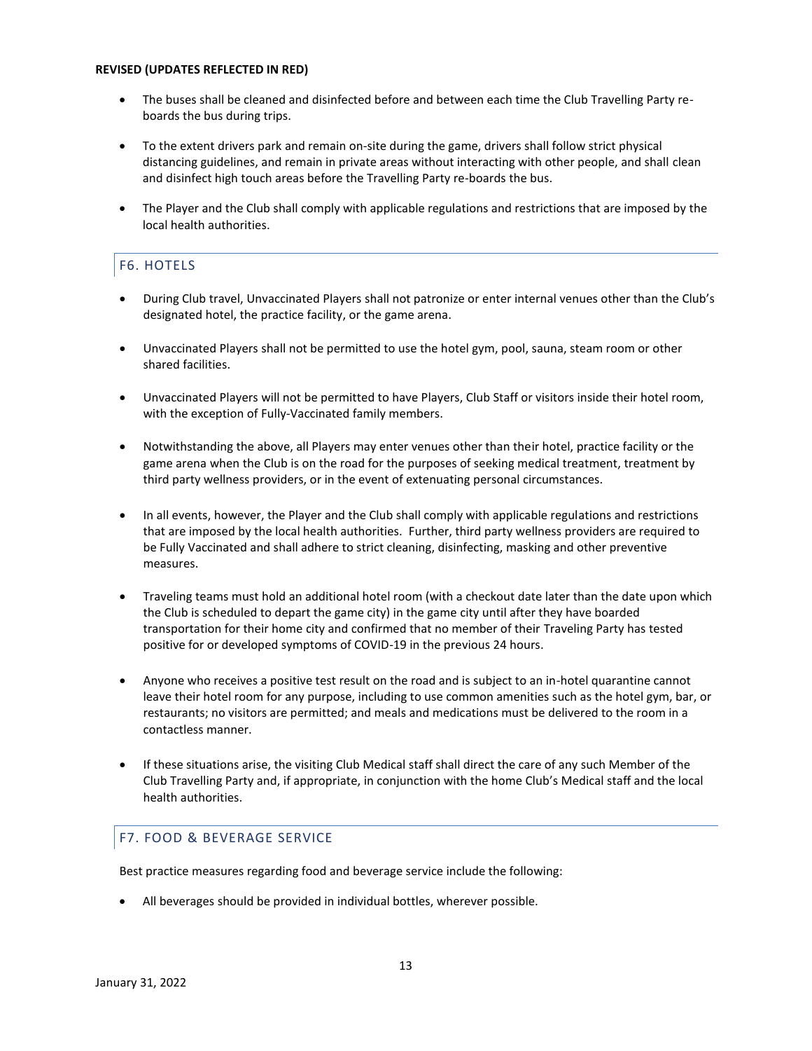**REVISED (UPDATES REFLECTED IN RED)**

- The buses shall be cleaned and disinfected before and between each time the Club Travelling Party re-boards the bus during trips.
- To the extent drivers park and remain on-site during the game, drivers shall follow strict physical distancing guidelines, and remain in private areas without interacting with other people, and shall clean and disinfect high touch areas before the Travelling Party re-boards the bus.
- The Player and the Club shall comply with applicable regulations and restrictions that are imposed by the local health authorities.

## F6. HOTELS

- During Club travel, Unvaccinated Players shall not patronize or enter internal venues other than the Club's designated hotel, the practice facility, or the game arena.
- Unvaccinated Players shall not be permitted to use the hotel gym, pool, sauna, steam room or other shared facilities.
- Unvaccinated Players will not be permitted to have Players, Club Staff or visitors inside their hotel room, with the exception of Fully-Vaccinated family members.
- Notwithstanding the above, all Players may enter venues other than their hotel, practice facility or the game arena when the Club is on the road for the purposes of seeking medical treatment, treatment by third party wellness providers, or in the event of extenuating personal circumstances.
- In all events, however, the Player and the Club shall comply with applicable regulations and restrictions that are imposed by the local health authorities. Further, third party wellness providers are required to be Fully Vaccinated and shall adhere to strict cleaning, disinfecting, masking and other preventive measures.
- Traveling teams must hold an additional hotel room (with a checkout date later than the date upon which the Club is scheduled to depart the game city) in the game city until after they have boarded transportation for their home city and confirmed that no member of their Traveling Party has tested positive for or developed symptoms of COVID-19 in the previous 24 hours.
- Anyone who receives a positive test result on the road and is subject to an in-hotel quarantine cannot leave their hotel room for any purpose, including to use common amenities such as the hotel gym, bar, or restaurants; no visitors are permitted; and meals and medications must be delivered to the room in a contactless manner.
- If these situations arise, the visiting Club Medical staff shall direct the care of any such Member of the Club Travelling Party and, if appropriate, in conjunction with the home Club's Medical staff and the local health authorities.

## F7. FOOD & BEVERAGE SERVICE

Best practice measures regarding food and beverage service include the following:

- All beverages should be provided in individual bottles, wherever possible.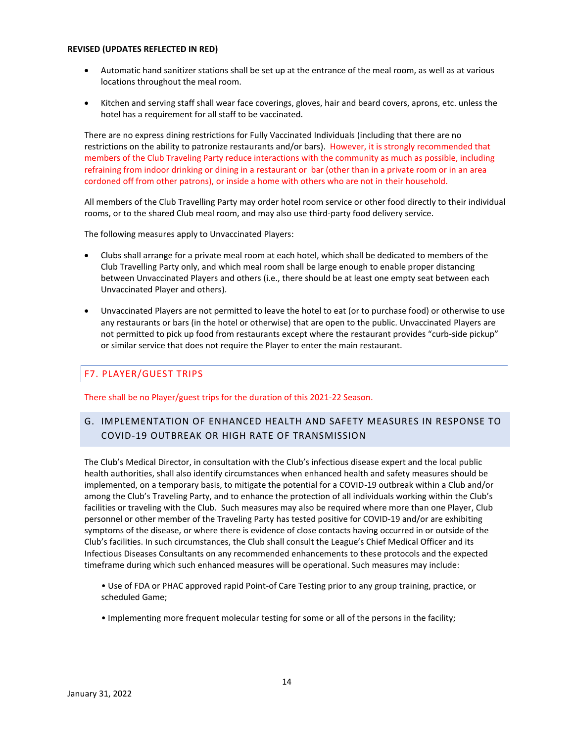**REVISED (UPDATES REFLECTED IN RED)**

- Automatic hand sanitizer stations shall be set up at the entrance of the meal room, as well as at various locations throughout the meal room.
- Kitchen and serving staff shall wear face coverings, gloves, hair and beard covers, aprons, etc. unless the hotel has a requirement for all staff to be vaccinated.

There are no express dining restrictions for Fully Vaccinated Individuals (including that there are no restrictions on the ability to patronize restaurants and/or bars). However, it is strongly recommended that members of the Club Traveling Party reduce interactions with the community as much as possible, including refraining from indoor drinking or dining in a restaurant or bar (other than in a private room or in an area cordoned off from other patrons), or inside a home with others who are not in their household.

All members of the Club Travelling Party may order hotel room service or other food directly to their individual rooms, or to the shared Club meal room, and may also use third-party food delivery service.

The following measures apply to Unvaccinated Players:

- Clubs shall arrange for a private meal room at each hotel, which shall be dedicated to members of the Club Travelling Party only, and which meal room shall be large enough to enable proper distancing between Unvaccinated Players and others (i.e., there should be at least one empty seat between each Unvaccinated Player and others).
- Unvaccinated Players are not permitted to leave the hotel to eat (or to purchase food) or otherwise to use any restaurants or bars (in the hotel or otherwise) that are open to the public. Unvaccinated Players are not permitted to pick up food from restaurants except where the restaurant provides "curb-side pickup" or similar service that does not require the Player to enter the main restaurant.

### F7. PLAYER/GUEST TRIPS

There shall be no Player/guest trips for the duration of this 2021-22 Season.

## G. IMPLEMENTATION OF ENHANCED HEALTH AND SAFETY MEASURES IN RESPONSE TO COVID-19 OUTBREAK OR HIGH RATE OF TRANSMISSION

The Club's Medical Director, in consultation with the Club's infectious disease expert and the local public health authorities, shall also identify circumstances when enhanced health and safety measures should be implemented, on a temporary basis, to mitigate the potential for a COVID-19 outbreak within a Club and/or among the Club's Traveling Party, and to enhance the protection of all individuals working within the Club's facilities or traveling with the Club. Such measures may also be required where more than one Player, Club personnel or other member of the Traveling Party has tested positive for COVID-19 and/or are exhibiting symptoms of the disease, or where there is evidence of close contacts having occurred in or outside of the Club's facilities. In such circumstances, the Club shall consult the League's Chief Medical Officer and its Infectious Diseases Consultants on any recommended enhancements to these protocols and the expected timeframe during which such enhanced measures will be operational. Such measures may include:

- Use of FDA or PHAC approved rapid Point-of Care Testing prior to any group training, practice, or scheduled Game;
- Implementing more frequent molecular testing for some or all of the persons in the facility;

January 31, 2022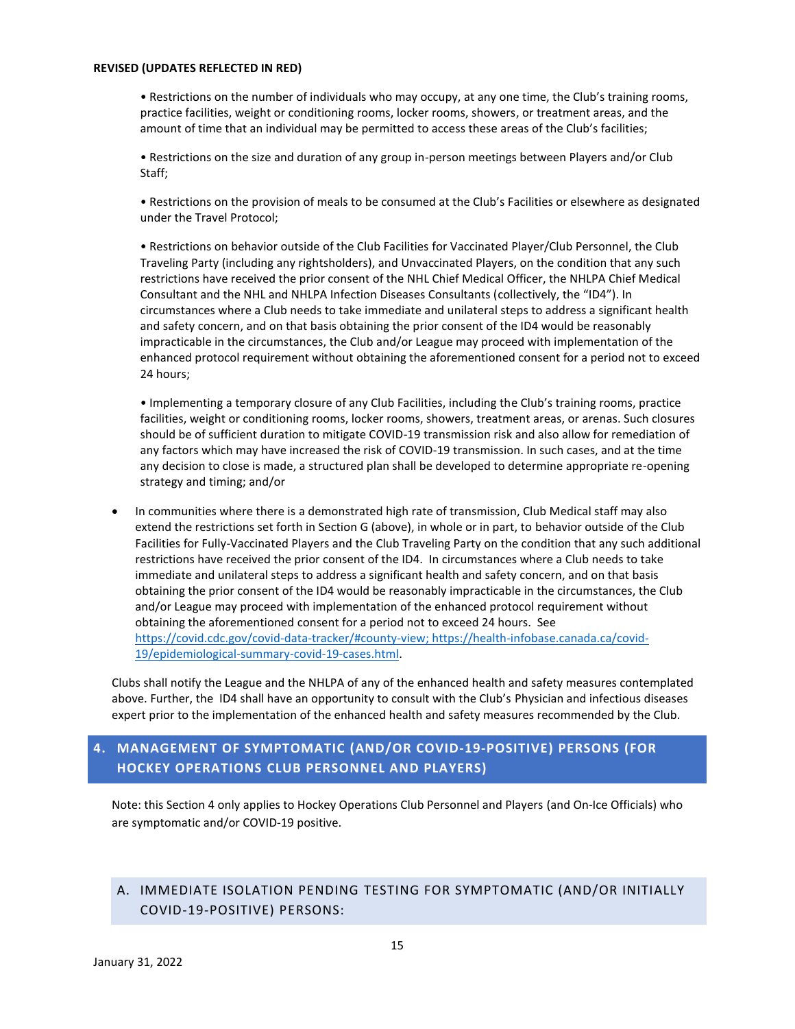**REVISED (UPDATES REFLECTED IN RED)**

• Restrictions on the number of individuals who may occupy, at any one time, the Club's training rooms, practice facilities, weight or conditioning rooms, locker rooms, showers, or treatment areas, and the amount of time that an individual may be permitted to access these areas of the Club's facilities;

• Restrictions on the size and duration of any group in-person meetings between Players and/or Club Staff;

• Restrictions on the provision of meals to be consumed at the Club's Facilities or elsewhere as designated under the Travel Protocol;

• Restrictions on behavior outside of the Club Facilities for Vaccinated Player/Club Personnel, the Club Traveling Party (including any rightsholders), and Unvaccinated Players, on the condition that any such restrictions have received the prior consent of the NHL Chief Medical Officer, the NHLPA Chief Medical Consultant and the NHL and NHLPA Infection Diseases Consultants (collectively, the "ID4"). In circumstances where a Club needs to take immediate and unilateral steps to address a significant health and safety concern, and on that basis obtaining the prior consent of the ID4 would be reasonably impracticable in the circumstances, the Club and/or League may proceed with implementation of the enhanced protocol requirement without obtaining the aforementioned consent for a period not to exceed 24 hours;

• Implementing a temporary closure of any Club Facilities, including the Club's training rooms, practice facilities, weight or conditioning rooms, locker rooms, showers, treatment areas, or arenas. Such closures should be of sufficient duration to mitigate COVID-19 transmission risk and also allow for remediation of any factors which may have increased the risk of COVID-19 transmission. In such cases, and at the time any decision to close is made, a structured plan shall be developed to determine appropriate re-opening strategy and timing; and/or

- In communities where there is a demonstrated high rate of transmission, Club Medical staff may also extend the restrictions set forth in Section G (above), in whole or in part, to behavior outside of the Club Facilities for Fully-Vaccinated Players and the Club Traveling Party on the condition that any such additional restrictions have received the prior consent of the ID4. In circumstances where a Club needs to take immediate and unilateral steps to address a significant health and safety concern, and on that basis obtaining the prior consent of the ID4 would be reasonably impracticable in the circumstances, the Club and/or League may proceed with implementation of the enhanced protocol requirement without obtaining the aforementioned consent for a period not to exceed 24 hours. See https://covid.cdc.gov/covid-data-tracker/#county-view; https://health-infobase.canada.ca/covid-19/epidemiological-summary-covid-19-cases.html.

Clubs shall notify the League and the NHLPA of any of the enhanced health and safety measures contemplated above. Further, the ID4 shall have an opportunity to consult with the Club's Physician and infectious diseases expert prior to the implementation of the enhanced health and safety measures recommended by the Club.

## 4. MANAGEMENT OF SYMPTOMATIC (AND/OR COVID-19-POSITIVE) PERSONS (FOR HOCKEY OPERATIONS CLUB PERSONNEL AND PLAYERS)

Note: this Section 4 only applies to Hockey Operations Club Personnel and Players (and On-Ice Officials) who are symptomatic and/or COVID-19 positive.

### A. IMMEDIATE ISOLATION PENDING TESTING FOR SYMPTOMATIC (AND/OR INITIALLY COVID-19-POSITIVE) PERSONS: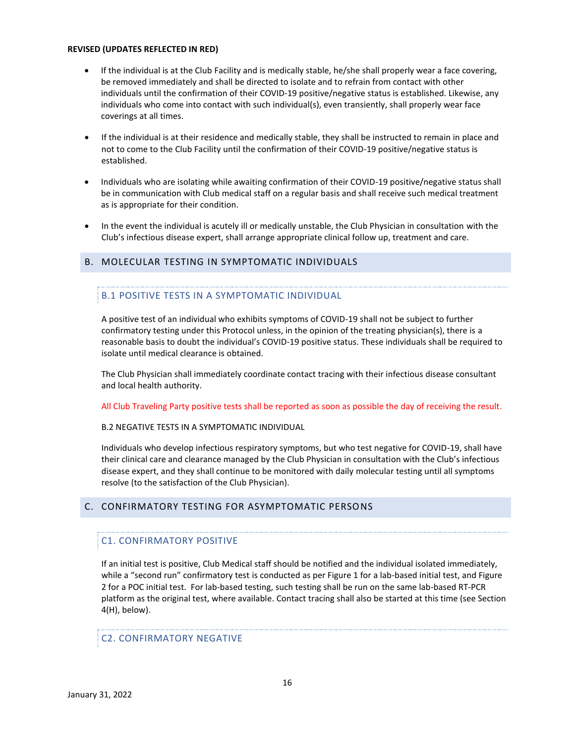**REVISED (UPDATES REFLECTED IN RED)**

- If the individual is at the Club Facility and is medically stable, he/she shall properly wear a face covering, be removed immediately and shall be directed to isolate and to refrain from contact with other individuals until the confirmation of their COVID-19 positive/negative status is established. Likewise, any individuals who come into contact with such individual(s), even transiently, shall properly wear face coverings at all times.

- If the individual is at their residence and medically stable, they shall be instructed to remain in place and not to come to the Club Facility until the confirmation of their COVID-19 positive/negative status is established.

- Individuals who are isolating while awaiting confirmation of their COVID-19 positive/negative status shall be in communication with Club medical staff on a regular basis and shall receive such medical treatment as is appropriate for their condition.

- In the event the individual is acutely ill or medically unstable, the Club Physician in consultation with the Club's infectious disease expert, shall arrange appropriate clinical follow up, treatment and care.

## B. MOLECULAR TESTING IN SYMPTOMATIC INDIVIDUALS

### B.1 POSITIVE TESTS IN A SYMPTOMATIC INDIVIDUAL

A positive test of an individual who exhibits symptoms of COVID-19 shall not be subject to further confirmatory testing under this Protocol unless, in the opinion of the treating physician(s), there is a reasonable basis to doubt the individual's COVID-19 positive status. These individuals shall be required to isolate until medical clearance is obtained.

The Club Physician shall immediately coordinate contact tracing with their infectious disease consultant and local health authority.

All Club Traveling Party positive tests shall be reported as soon as possible the day of receiving the result.

### B.2 NEGATIVE TESTS IN A SYMPTOMATIC INDIVIDUAL

Individuals who develop infectious respiratory symptoms, but who test negative for COVID-19, shall have their clinical care and clearance managed by the Club Physician in consultation with the Club's infectious disease expert, and they shall continue to be monitored with daily molecular testing until all symptoms resolve (to the satisfaction of the Club Physician).

## C. CONFIRMATORY TESTING FOR ASYMPTOMATIC PERSONS

### C1. CONFIRMATORY POSITIVE

If an initial test is positive, Club Medical staff should be notified and the individual isolated immediately, while a "second run" confirmatory test is conducted as per Figure 1 for a lab-based initial test, and Figure 2 for a POC initial test. For lab-based testing, such testing shall be run on the same lab-based RT-PCR platform as the original test, where available. Contact tracing shall also be started at this time (see Section 4(H), below).

### C2. CONFIRMATORY NEGATIVE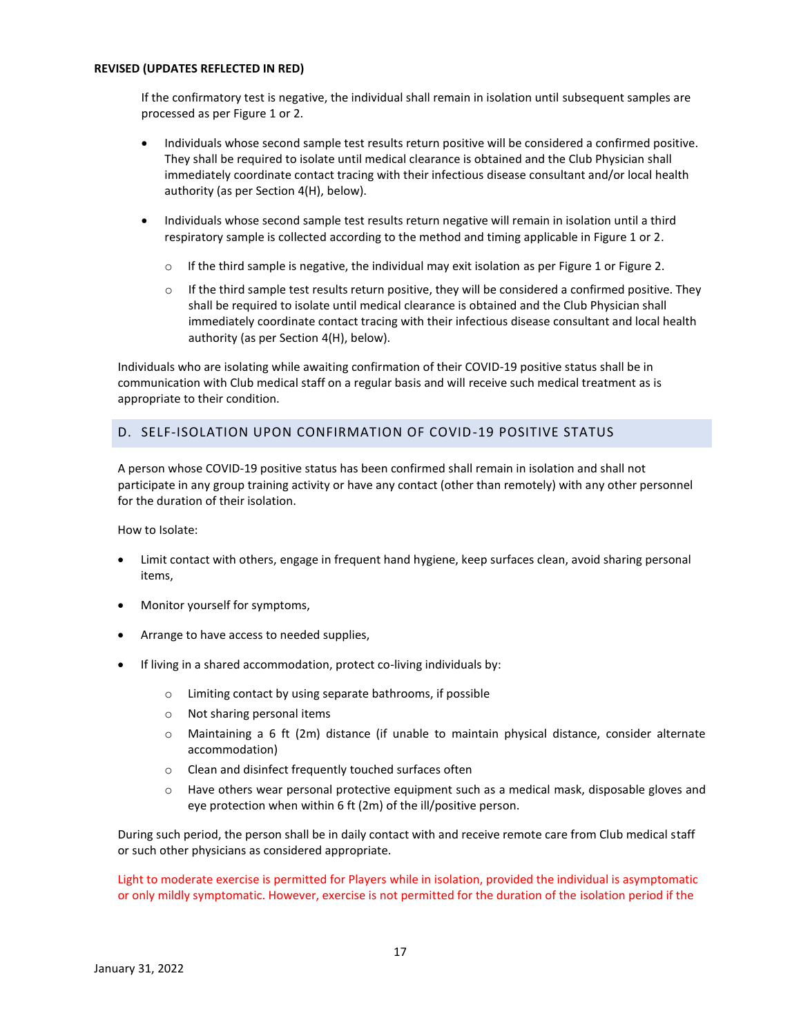If the confirmatory test is negative, the individual shall remain in isolation until subsequent samples are processed as per Figure 1 or 2.

- Individuals whose second sample test results return positive will be considered a confirmed positive. They shall be required to isolate until medical clearance is obtained and the Club Physician shall immediately coordinate contact tracing with their infectious disease consultant and/or local health authority (as per Section 4(H), below).
- Individuals whose second sample test results return negative will remain in isolation until a third respiratory sample is collected according to the method and timing applicable in Figure 1 or 2.
  - If the third sample is negative, the individual may exit isolation as per Figure 1 or Figure 2.
  - If the third sample test results return positive, they will be considered a confirmed positive. They shall be required to isolate until medical clearance is obtained and the Club Physician shall immediately coordinate contact tracing with their infectious disease consultant and local health authority (as per Section 4(H), below).

Individuals who are isolating while awaiting confirmation of their COVID-19 positive status shall be in communication with Club medical staff on a regular basis and will receive such medical treatment as is appropriate to their condition.

## D. SELF-ISOLATION UPON CONFIRMATION OF COVID-19 POSITIVE STATUS

A person whose COVID-19 positive status has been confirmed shall remain in isolation and shall not participate in any group training activity or have any contact (other than remotely) with any other personnel for the duration of their isolation.

How to Isolate:

- Limit contact with others, engage in frequent hand hygiene, keep surfaces clean, avoid sharing personal items,
- Monitor yourself for symptoms,
- Arrange to have access to needed supplies,
- If living in a shared accommodation, protect co-living individuals by:
  - Limiting contact by using separate bathrooms, if possible
  - Not sharing personal items
  - Maintaining a 6 ft (2m) distance (if unable to maintain physical distance, consider alternate accommodation)
  - Clean and disinfect frequently touched surfaces often
  - Have others wear personal protective equipment such as a medical mask, disposable gloves and eye protection when within 6 ft (2m) of the ill/positive person.

During such period, the person shall be in daily contact with and receive remote care from Club medical staff or such other physicians as considered appropriate.

Light to moderate exercise is permitted for Players while in isolation, provided the individual is asymptomatic or only mildly symptomatic. However, exercise is not permitted for the duration of the isolation period if the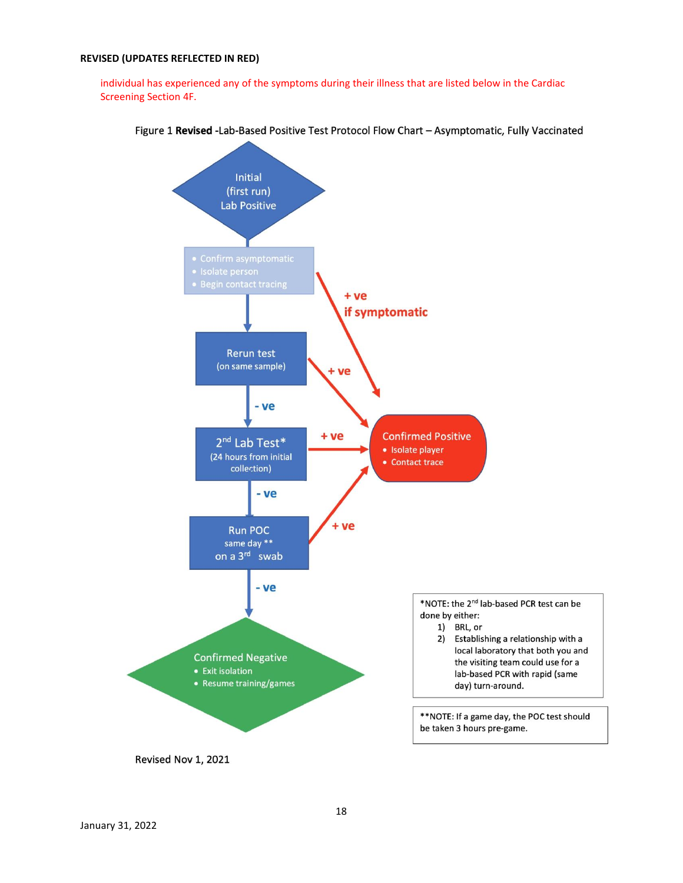**REVISED (UPDATES REFLECTED IN RED)**

individual has experienced any of the symptoms during their illness that are listed below in the Cardiac Screening Section 4F.

Figure 1 **Revised** -Lab-Based Positive Test Protocol Flow Chart – Asymptomatic, Fully Vaccinated

Initial (first run) Lab Positive

- Confirm asymptomatic
- Isolate person
- Begin contact tracing

+ ve if symptomatic

Rerun test (on same sample)

+ ve

- ve

2nd Lab Test* (24 hours from initial collection)

+ ve

Confirmed Positive

- Isolate player
- Contact trace

- ve

Run POC same day ** on a 3rd swab

+ ve

- ve

Confirmed Negative

- Exit isolation
- Resume training/games

*NOTE: the 2nd lab-based PCR test can be done by either:

1) BRL, or
2) Establishing a relationship with a local laboratory that both you and the visiting team could use for a lab-based PCR with rapid (same day) turn-around.

**NOTE: If a game day, the POC test should be taken 3 hours pre-game.

Revised Nov 1, 2021

January 31, 2022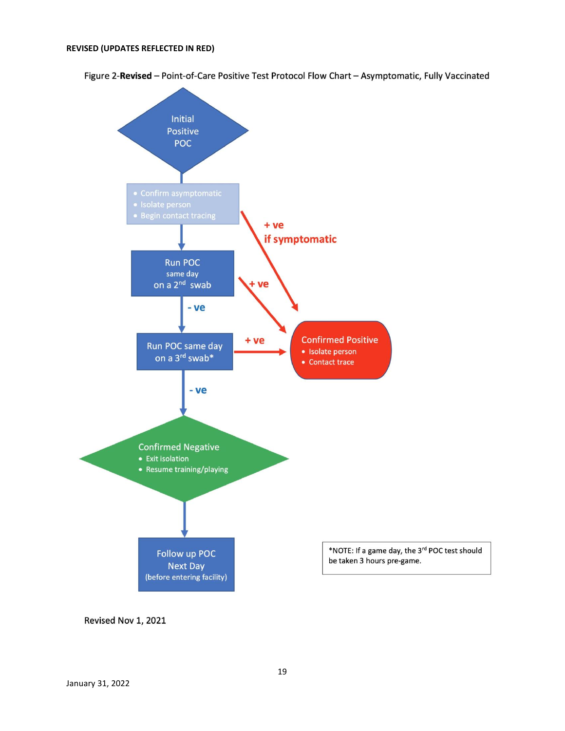**REVISED (UPDATES REFLECTED IN RED)**

Figure 2-**Revised** – Point-of-Care Positive Test Protocol Flow Chart – Asymptomatic, Fully Vaccinated

Initial Positive POC

- Confirm asymptomatic
- Isolate person
- Begin contact tracing

+ ve if symptomatic → Confirmed Positive

Run POC same day on a 2nd swab

+ ve → Confirmed Positive

- ve ↓

Run POC same day on a 3rd swab*

+ ve → Confirmed Positive

Confirmed Positive
- Isolate person
- Contact trace

- ve ↓

Confirmed Negative
- Exit isolation
- Resume training/playing

Follow up POC Next Day (before entering facility)

*NOTE: If a game day, the 3rd POC test should be taken 3 hours pre-game.

Revised Nov 1, 2021

January 31, 2022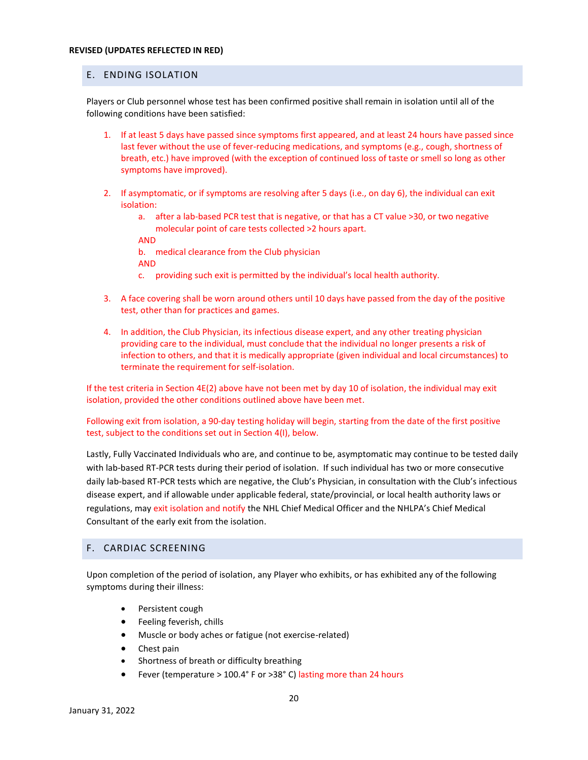**REVISED (UPDATES REFLECTED IN RED)**

## E. ENDING ISOLATION

Players or Club personnel whose test has been confirmed positive shall remain in isolation until all of the following conditions have been satisfied:

1. If at least 5 days have passed since symptoms first appeared, and at least 24 hours have passed since last fever without the use of fever-reducing medications, and symptoms (e.g., cough, shortness of breath, etc.) have improved (with the exception of continued loss of taste or smell so long as other symptoms have improved).

2. If asymptomatic, or if symptoms are resolving after 5 days (i.e., on day 6), the individual can exit isolation:
    a. after a lab-based PCR test that is negative, or that has a CT value >30, or two negative molecular point of care tests collected >2 hours apart.
    
    AND
    
    b. medical clearance from the Club physician
    
    AND
    
    c. providing such exit is permitted by the individual's local health authority.

3. A face covering shall be worn around others until 10 days have passed from the day of the positive test, other than for practices and games.

4. In addition, the Club Physician, its infectious disease expert, and any other treating physician providing care to the individual, must conclude that the individual no longer presents a risk of infection to others, and that it is medically appropriate (given individual and local circumstances) to terminate the requirement for self-isolation.

If the test criteria in Section 4E(2) above have not been met by day 10 of isolation, the individual may exit isolation, provided the other conditions outlined above have been met.

Following exit from isolation, a 90-day testing holiday will begin, starting from the date of the first positive test, subject to the conditions set out in Section 4(I), below.

Lastly, Fully Vaccinated Individuals who are, and continue to be, asymptomatic may continue to be tested daily with lab-based RT-PCR tests during their period of isolation. If such individual has two or more consecutive daily lab-based RT-PCR tests which are negative, the Club's Physician, in consultation with the Club's infectious disease expert, and if allowable under applicable federal, state/provincial, or local health authority laws or regulations, may exit isolation and notify the NHL Chief Medical Officer and the NHLPA's Chief Medical Consultant of the early exit from the isolation.

## F. CARDIAC SCREENING

Upon completion of the period of isolation, any Player who exhibits, or has exhibited any of the following symptoms during their illness:

- Persistent cough
- Feeling feverish, chills
- Muscle or body aches or fatigue (not exercise-related)
- Chest pain
- Shortness of breath or difficulty breathing
- Fever (temperature > 100.4° F or >38° C) lasting more than 24 hours

January 31, 2022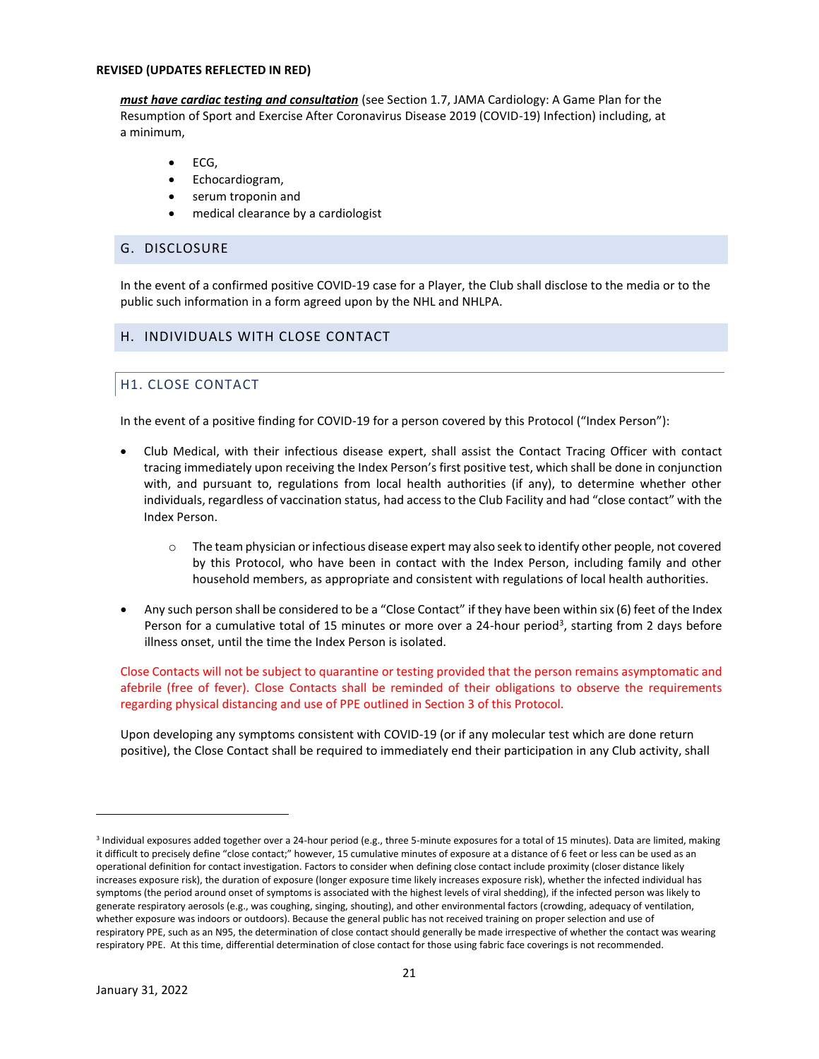REVISED (UPDATES REFLECTED IN RED)

***must have cardiac testing and consultation*** (see Section 1.7, JAMA Cardiology: A Game Plan for the Resumption of Sport and Exercise After Coronavirus Disease 2019 (COVID-19) Infection) including, at a minimum,

- ECG,
- Echocardiogram,
- serum troponin and
- medical clearance by a cardiologist

## G. DISCLOSURE

In the event of a confirmed positive COVID-19 case for a Player, the Club shall disclose to the media or to the public such information in a form agreed upon by the NHL and NHLPA.

## H. INDIVIDUALS WITH CLOSE CONTACT

### H1. CLOSE CONTACT

In the event of a positive finding for COVID-19 for a person covered by this Protocol ("Index Person"):

- Club Medical, with their infectious disease expert, shall assist the Contact Tracing Officer with contact tracing immediately upon receiving the Index Person's first positive test, which shall be done in conjunction with, and pursuant to, regulations from local health authorities (if any), to determine whether other individuals, regardless of vaccination status, had access to the Club Facility and had "close contact" with the Index Person.
    - The team physician or infectious disease expert may also seek to identify other people, not covered by this Protocol, who have been in contact with the Index Person, including family and other household members, as appropriate and consistent with regulations of local health authorities.
- Any such person shall be considered to be a "Close Contact" if they have been within six (6) feet of the Index Person for a cumulative total of 15 minutes or more over a 24-hour period[3], starting from 2 days before illness onset, until the time the Index Person is isolated.

Close Contacts will not be subject to quarantine or testing provided that the person remains asymptomatic and afebrile (free of fever). Close Contacts shall be reminded of their obligations to observe the requirements regarding physical distancing and use of PPE outlined in Section 3 of this Protocol.

Upon developing any symptoms consistent with COVID-19 (or if any molecular test which are done return positive), the Close Contact shall be required to immediately end their participation in any Club activity, shall

[3] Individual exposures added together over a 24-hour period (e.g., three 5-minute exposures for a total of 15 minutes). Data are limited, making it difficult to precisely define "close contact;" however, 15 cumulative minutes of exposure at a distance of 6 feet or less can be used as an operational definition for contact investigation. Factors to consider when defining close contact include proximity (closer distance likely increases exposure risk), the duration of exposure (longer exposure time likely increases exposure risk), whether the infected individual has symptoms (the period around onset of symptoms is associated with the highest levels of viral shedding), if the infected person was likely to generate respiratory aerosols (e.g., was coughing, singing, shouting), and other environmental factors (crowding, adequacy of ventilation, whether exposure was indoors or outdoors). Because the general public has not received training on proper selection and use of respiratory PPE, such as an N95, the determination of close contact should generally be made irrespective of whether the contact was wearing respiratory PPE. At this time, differential determination of close contact for those using fabric face coverings is not recommended.

January 31, 2022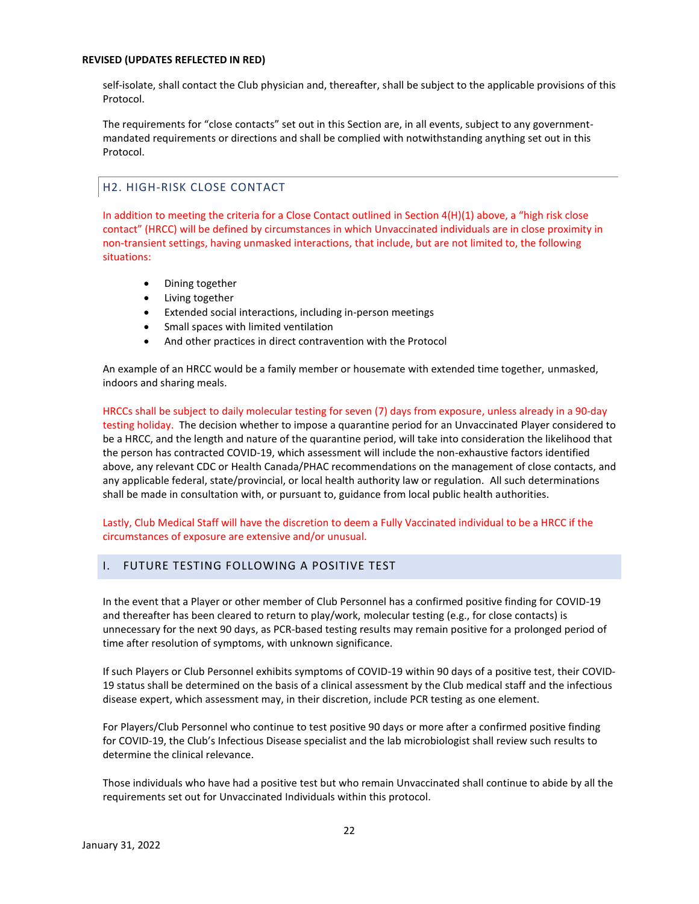self-isolate, shall contact the Club physician and, thereafter, shall be subject to the applicable provisions of this Protocol.

The requirements for "close contacts" set out in this Section are, in all events, subject to any government-mandated requirements or directions and shall be complied with notwithstanding anything set out in this Protocol.

### H2. HIGH-RISK CLOSE CONTACT

In addition to meeting the criteria for a Close Contact outlined in Section 4(H)(1) above, a "high risk close contact" (HRCC) will be defined by circumstances in which Unvaccinated individuals are in close proximity in non-transient settings, having unmasked interactions, that include, but are not limited to, the following situations:

- Dining together
- Living together
- Extended social interactions, including in-person meetings
- Small spaces with limited ventilation
- And other practices in direct contravention with the Protocol

An example of an HRCC would be a family member or housemate with extended time together, unmasked, indoors and sharing meals.

HRCCs shall be subject to daily molecular testing for seven (7) days from exposure, unless already in a 90-day testing holiday. The decision whether to impose a quarantine period for an Unvaccinated Player considered to be a HRCC, and the length and nature of the quarantine period, will take into consideration the likelihood that the person has contracted COVID-19, which assessment will include the non-exhaustive factors identified above, any relevant CDC or Health Canada/PHAC recommendations on the management of close contacts, and any applicable federal, state/provincial, or local health authority law or regulation. All such determinations shall be made in consultation with, or pursuant to, guidance from local public health authorities.

Lastly, Club Medical Staff will have the discretion to deem a Fully Vaccinated individual to be a HRCC if the circumstances of exposure are extensive and/or unusual.

## I. FUTURE TESTING FOLLOWING A POSITIVE TEST

In the event that a Player or other member of Club Personnel has a confirmed positive finding for COVID-19 and thereafter has been cleared to return to play/work, molecular testing (e.g., for close contacts) is unnecessary for the next 90 days, as PCR-based testing results may remain positive for a prolonged period of time after resolution of symptoms, with unknown significance.

If such Players or Club Personnel exhibits symptoms of COVID-19 within 90 days of a positive test, their COVID-19 status shall be determined on the basis of a clinical assessment by the Club medical staff and the infectious disease expert, which assessment may, in their discretion, include PCR testing as one element.

For Players/Club Personnel who continue to test positive 90 days or more after a confirmed positive finding for COVID-19, the Club's Infectious Disease specialist and the lab microbiologist shall review such results to determine the clinical relevance.

Those individuals who have had a positive test but who remain Unvaccinated shall continue to abide by all the requirements set out for Unvaccinated Individuals within this protocol.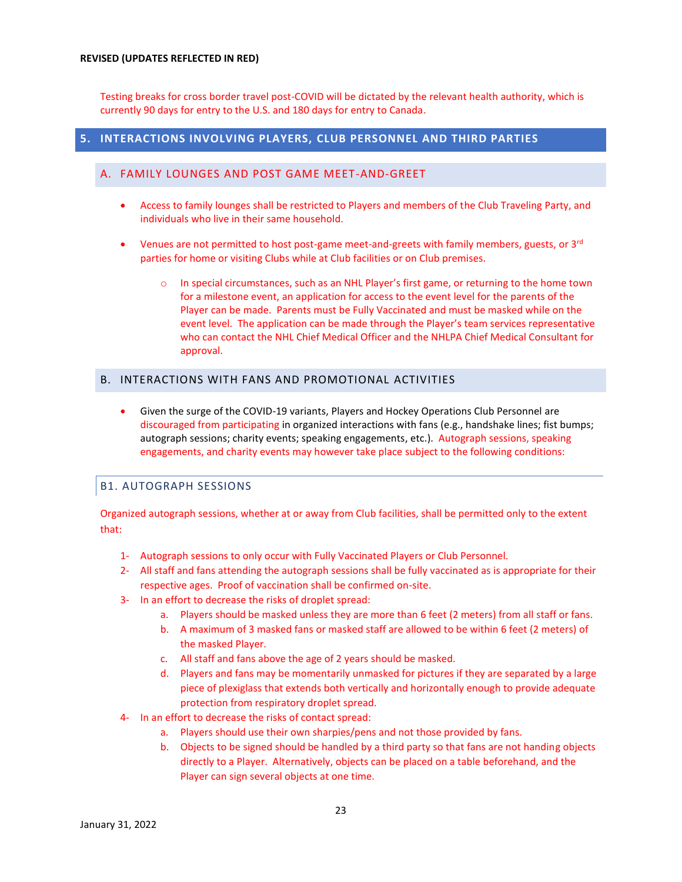**REVISED (UPDATES REFLECTED IN RED)**

Testing breaks for cross border travel post-COVID will be dictated by the relevant health authority, which is currently 90 days for entry to the U.S. and 180 days for entry to Canada.

## 5. INTERACTIONS INVOLVING PLAYERS, CLUB PERSONNEL AND THIRD PARTIES

### A. FAMILY LOUNGES AND POST GAME MEET-AND-GREET

- Access to family lounges shall be restricted to Players and members of the Club Traveling Party, and individuals who live in their same household.
- Venues are not permitted to host post-game meet-and-greets with family members, guests, or 3rd parties for home or visiting Clubs while at Club facilities or on Club premises.
    - In special circumstances, such as an NHL Player's first game, or returning to the home town for a milestone event, an application for access to the event level for the parents of the Player can be made. Parents must be Fully Vaccinated and must be masked while on the event level. The application can be made through the Player's team services representative who can contact the NHL Chief Medical Officer and the NHLPA Chief Medical Consultant for approval.

### B. INTERACTIONS WITH FANS AND PROMOTIONAL ACTIVITIES

- Given the surge of the COVID-19 variants, Players and Hockey Operations Club Personnel are discouraged from participating in organized interactions with fans (e.g., handshake lines; fist bumps; autograph sessions; charity events; speaking engagements, etc.). Autograph sessions, speaking engagements, and charity events may however take place subject to the following conditions:

#### B1. AUTOGRAPH SESSIONS

Organized autograph sessions, whether at or away from Club facilities, shall be permitted only to the extent that:

1- Autograph sessions to only occur with Fully Vaccinated Players or Club Personnel.

2- All staff and fans attending the autograph sessions shall be fully vaccinated as is appropriate for their respective ages. Proof of vaccination shall be confirmed on-site.

3- In an effort to decrease the risks of droplet spread:

   a. Players should be masked unless they are more than 6 feet (2 meters) from all staff or fans.

   b. A maximum of 3 masked fans or masked staff are allowed to be within 6 feet (2 meters) of the masked Player.

   c. All staff and fans above the age of 2 years should be masked.

   d. Players and fans may be momentarily unmasked for pictures if they are separated by a large piece of plexiglass that extends both vertically and horizontally enough to provide adequate protection from respiratory droplet spread.

4- In an effort to decrease the risks of contact spread:

   a. Players should use their own sharpies/pens and not those provided by fans.

   b. Objects to be signed should be handled by a third party so that fans are not handing objects directly to a Player. Alternatively, objects can be placed on a table beforehand, and the Player can sign several objects at one time.

January 31, 2022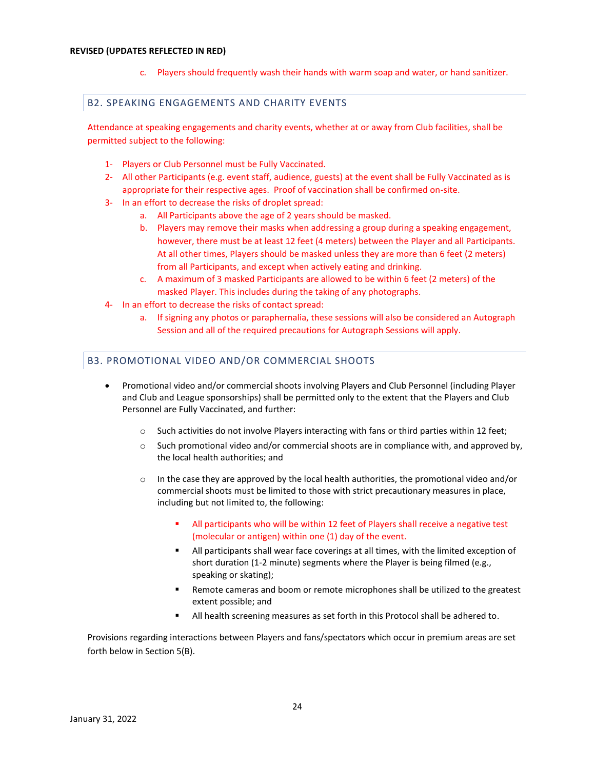c. Players should frequently wash their hands with warm soap and water, or hand sanitizer.

## B2. SPEAKING ENGAGEMENTS AND CHARITY EVENTS

Attendance at speaking engagements and charity events, whether at or away from Club facilities, shall be permitted subject to the following:

1- Players or Club Personnel must be Fully Vaccinated.
2- All other Participants (e.g. event staff, audience, guests) at the event shall be Fully Vaccinated as is appropriate for their respective ages. Proof of vaccination shall be confirmed on-site.
3- In an effort to decrease the risks of droplet spread:
   a. All Participants above the age of 2 years should be masked.
   b. Players may remove their masks when addressing a group during a speaking engagement, however, there must be at least 12 feet (4 meters) between the Player and all Participants. At all other times, Players should be masked unless they are more than 6 feet (2 meters) from all Participants, and except when actively eating and drinking.
   c. A maximum of 3 masked Participants are allowed to be within 6 feet (2 meters) of the masked Player. This includes during the taking of any photographs.
4- In an effort to decrease the risks of contact spread:
   a. If signing any photos or paraphernalia, these sessions will also be considered an Autograph Session and all of the required precautions for Autograph Sessions will apply.

## B3. PROMOTIONAL VIDEO AND/OR COMMERCIAL SHOOTS

- Promotional video and/or commercial shoots involving Players and Club Personnel (including Player and Club and League sponsorships) shall be permitted only to the extent that the Players and Club Personnel are Fully Vaccinated, and further:
  - Such activities do not involve Players interacting with fans or third parties within 12 feet;
  - Such promotional video and/or commercial shoots are in compliance with, and approved by, the local health authorities; and
  - In the case they are approved by the local health authorities, the promotional video and/or commercial shoots must be limited to those with strict precautionary measures in place, including but not limited to, the following:
    - All participants who will be within 12 feet of Players shall receive a negative test (molecular or antigen) within one (1) day of the event.
    - All participants shall wear face coverings at all times, with the limited exception of short duration (1-2 minute) segments where the Player is being filmed (e.g., speaking or skating);
    - Remote cameras and boom or remote microphones shall be utilized to the greatest extent possible; and
    - All health screening measures as set forth in this Protocol shall be adhered to.

Provisions regarding interactions between Players and fans/spectators which occur in premium areas are set forth below in Section 5(B).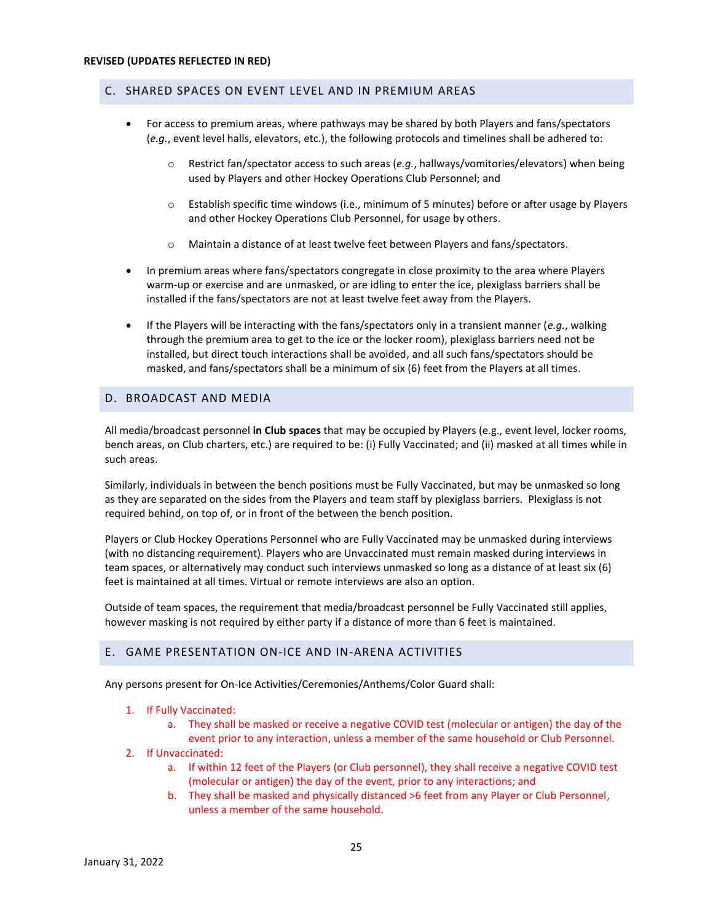**REVISED (UPDATES REFLECTED IN RED)**

## C. SHARED SPACES ON EVENT LEVEL AND IN PREMIUM AREAS

- For access to premium areas, where pathways may be shared by both Players and fans/spectators (*e.g.*, event level halls, elevators, etc.), the following protocols and timelines shall be adhered to:
  - Restrict fan/spectator access to such areas (*e.g.*, hallways/vomitories/elevators) when being used by Players and other Hockey Operations Club Personnel; and
  - Establish specific time windows (i.e., minimum of 5 minutes) before or after usage by Players and other Hockey Operations Club Personnel, for usage by others.
  - Maintain a distance of at least twelve feet between Players and fans/spectators.
- In premium areas where fans/spectators congregate in close proximity to the area where Players warm-up or exercise and are unmasked, or are idling to enter the ice, plexiglass barriers shall be installed if the fans/spectators are not at least twelve feet away from the Players.
- If the Players will be interacting with the fans/spectators only in a transient manner (*e.g.*, walking through the premium area to get to the ice or the locker room), plexiglass barriers need not be installed, but direct touch interactions shall be avoided, and all such fans/spectators should be masked, and fans/spectators shall be a minimum of six (6) feet from the Players at all times.

## D. BROADCAST AND MEDIA

All media/broadcast personnel **in Club spaces** that may be occupied by Players (e.g., event level, locker rooms, bench areas, on Club charters, etc.) are required to be: (i) Fully Vaccinated; and (ii) masked at all times while in such areas.

Similarly, individuals in between the bench positions must be Fully Vaccinated, but may be unmasked so long as they are separated on the sides from the Players and team staff by plexiglass barriers. Plexiglass is not required behind, on top of, or in front of the between the bench position.

Players or Club Hockey Operations Personnel who are Fully Vaccinated may be unmasked during interviews (with no distancing requirement). Players who are Unvaccinated must remain masked during interviews in team spaces, or alternatively may conduct such interviews unmasked so long as a distance of at least six (6) feet is maintained at all times. Virtual or remote interviews are also an option.

Outside of team spaces, the requirement that media/broadcast personnel be Fully Vaccinated still applies, however masking is not required by either party if a distance of more than 6 feet is maintained.

## E. GAME PRESENTATION ON-ICE AND IN-ARENA ACTIVITIES

Any persons present for On-Ice Activities/Ceremonies/Anthems/Color Guard shall:

1. If Fully Vaccinated:
   a. They shall be masked or receive a negative COVID test (molecular or antigen) the day of the event prior to any interaction, unless a member of the same household or Club Personnel.
2. If Unvaccinated:
   a. If within 12 feet of the Players (or Club personnel), they shall receive a negative COVID test (molecular or antigen) the day of the event, prior to any interactions; and
   b. They shall be masked and physically distanced >6 feet from any Player or Club Personnel, unless a member of the same household.

January 31, 2022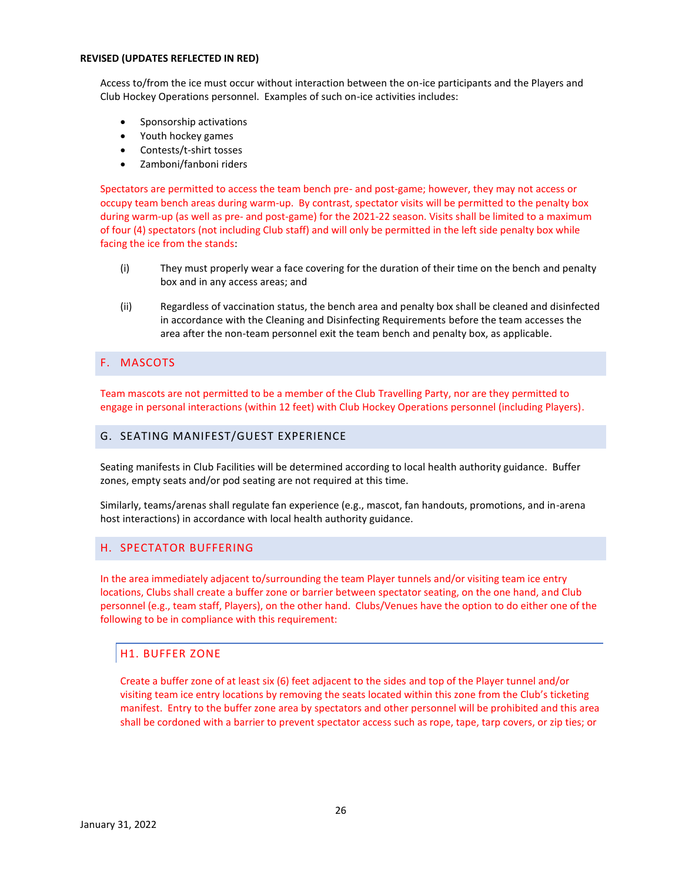**REVISED (UPDATES REFLECTED IN RED)**

Access to/from the ice must occur without interaction between the on-ice participants and the Players and Club Hockey Operations personnel. Examples of such on-ice activities includes:

- Sponsorship activations
- Youth hockey games
- Contests/t-shirt tosses
- Zamboni/fanboni riders

Spectators are permitted to access the team bench pre- and post-game; however, they may not access or occupy team bench areas during warm-up. By contrast, spectator visits will be permitted to the penalty box during warm-up (as well as pre- and post-game) for the 2021-22 season. Visits shall be limited to a maximum of four (4) spectators (not including Club staff) and will only be permitted in the left side penalty box while facing the ice from the stands:

(i) They must properly wear a face covering for the duration of their time on the bench and penalty box and in any access areas; and

(ii) Regardless of vaccination status, the bench area and penalty box shall be cleaned and disinfected in accordance with the Cleaning and Disinfecting Requirements before the team accesses the area after the non-team personnel exit the team bench and penalty box, as applicable.

## F. MASCOTS

Team mascots are not permitted to be a member of the Club Travelling Party, nor are they permitted to engage in personal interactions (within 12 feet) with Club Hockey Operations personnel (including Players).

## G. SEATING MANIFEST/GUEST EXPERIENCE

Seating manifests in Club Facilities will be determined according to local health authority guidance. Buffer zones, empty seats and/or pod seating are not required at this time.

Similarly, teams/arenas shall regulate fan experience (e.g., mascot, fan handouts, promotions, and in-arena host interactions) in accordance with local health authority guidance.

## H. SPECTATOR BUFFERING

In the area immediately adjacent to/surrounding the team Player tunnels and/or visiting team ice entry locations, Clubs shall create a buffer zone or barrier between spectator seating, on the one hand, and Club personnel (e.g., team staff, Players), on the other hand. Clubs/Venues have the option to do either one of the following to be in compliance with this requirement:

### H1. BUFFER ZONE

Create a buffer zone of at least six (6) feet adjacent to the sides and top of the Player tunnel and/or visiting team ice entry locations by removing the seats located within this zone from the Club's ticketing manifest. Entry to the buffer zone area by spectators and other personnel will be prohibited and this area shall be cordoned with a barrier to prevent spectator access such as rope, tape, tarp covers, or zip ties; or

January 31, 2022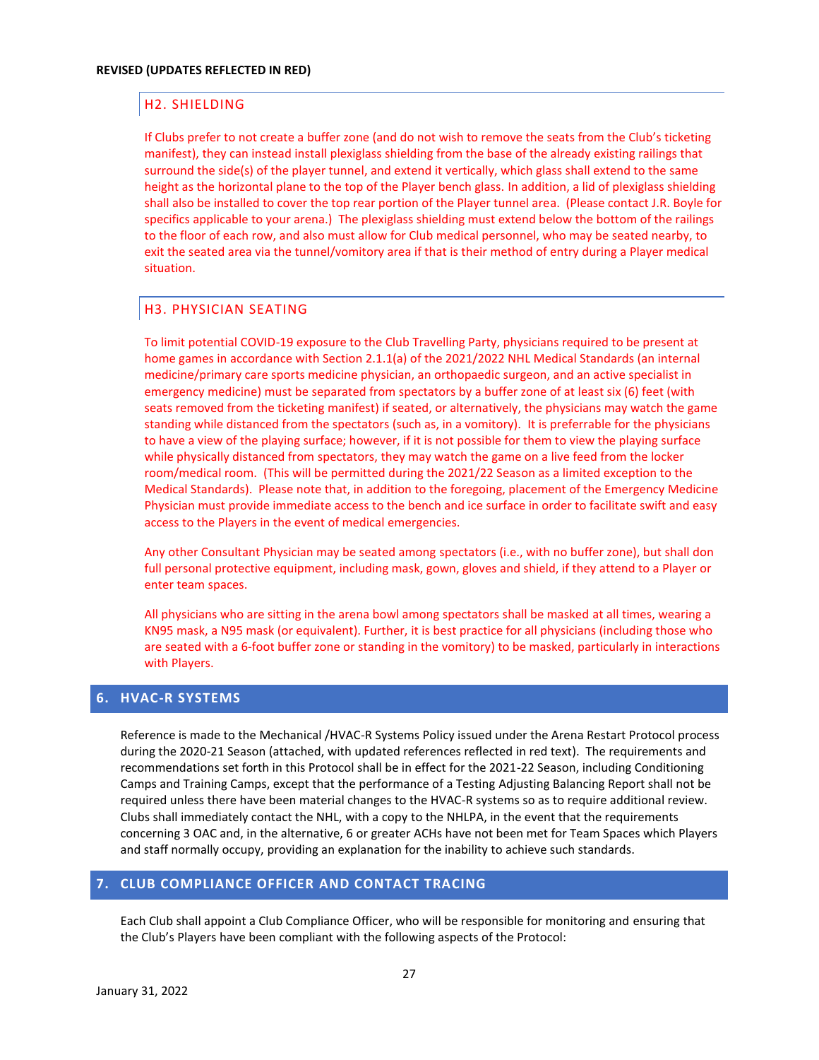**REVISED (UPDATES REFLECTED IN RED)**

### H2. SHIELDING

If Clubs prefer to not create a buffer zone (and do not wish to remove the seats from the Club's ticketing manifest), they can instead install plexiglass shielding from the base of the already existing railings that surround the side(s) of the player tunnel, and extend it vertically, which glass shall extend to the same height as the horizontal plane to the top of the Player bench glass. In addition, a lid of plexiglass shielding shall also be installed to cover the top rear portion of the Player tunnel area. (Please contact J.R. Boyle for specifics applicable to your arena.) The plexiglass shielding must extend below the bottom of the railings to the floor of each row, and also must allow for Club medical personnel, who may be seated nearby, to exit the seated area via the tunnel/vomitory area if that is their method of entry during a Player medical situation.

### H3. PHYSICIAN SEATING

To limit potential COVID-19 exposure to the Club Travelling Party, physicians required to be present at home games in accordance with Section 2.1.1(a) of the 2021/2022 NHL Medical Standards (an internal medicine/primary care sports medicine physician, an orthopaedic surgeon, and an active specialist in emergency medicine) must be separated from spectators by a buffer zone of at least six (6) feet (with seats removed from the ticketing manifest) if seated, or alternatively, the physicians may watch the game standing while distanced from the spectators (such as, in a vomitory). It is preferrable for the physicians to have a view of the playing surface; however, if it is not possible for them to view the playing surface while physically distanced from spectators, they may watch the game on a live feed from the locker room/medical room. (This will be permitted during the 2021/22 Season as a limited exception to the Medical Standards). Please note that, in addition to the foregoing, placement of the Emergency Medicine Physician must provide immediate access to the bench and ice surface in order to facilitate swift and easy access to the Players in the event of medical emergencies.

Any other Consultant Physician may be seated among spectators (i.e., with no buffer zone), but shall don full personal protective equipment, including mask, gown, gloves and shield, if they attend to a Player or enter team spaces.

All physicians who are sitting in the arena bowl among spectators shall be masked at all times, wearing a KN95 mask, a N95 mask (or equivalent). Further, it is best practice for all physicians (including those who are seated with a 6-foot buffer zone or standing in the vomitory) to be masked, particularly in interactions with Players.

## 6. HVAC-R SYSTEMS

Reference is made to the Mechanical /HVAC-R Systems Policy issued under the Arena Restart Protocol process during the 2020-21 Season (attached, with updated references reflected in red text). The requirements and recommendations set forth in this Protocol shall be in effect for the 2021-22 Season, including Conditioning Camps and Training Camps, except that the performance of a Testing Adjusting Balancing Report shall not be required unless there have been material changes to the HVAC-R systems so as to require additional review. Clubs shall immediately contact the NHL, with a copy to the NHLPA, in the event that the requirements concerning 3 OAC and, in the alternative, 6 or greater ACHs have not been met for Team Spaces which Players and staff normally occupy, providing an explanation for the inability to achieve such standards.

## 7. CLUB COMPLIANCE OFFICER AND CONTACT TRACING

Each Club shall appoint a Club Compliance Officer, who will be responsible for monitoring and ensuring that the Club's Players have been compliant with the following aspects of the Protocol: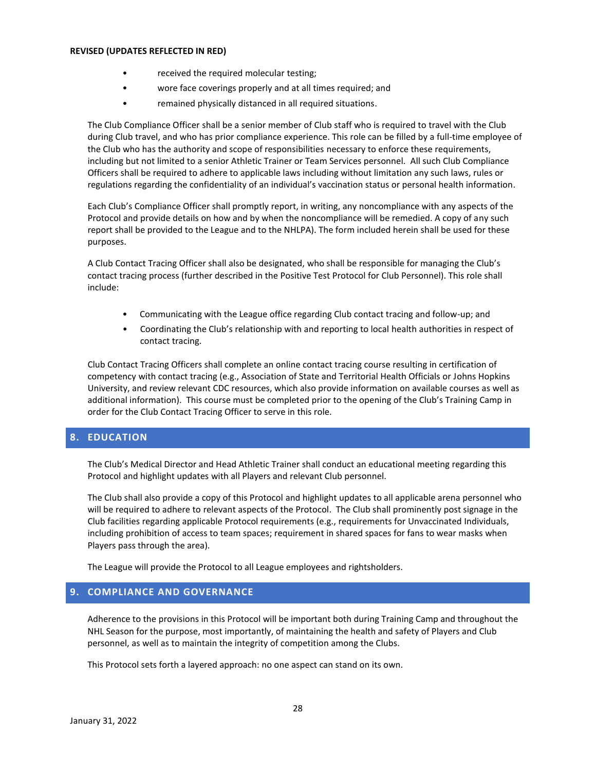**REVISED (UPDATES REFLECTED IN RED)**

- received the required molecular testing;
- wore face coverings properly and at all times required; and
- remained physically distanced in all required situations.

The Club Compliance Officer shall be a senior member of Club staff who is required to travel with the Club during Club travel, and who has prior compliance experience. This role can be filled by a full-time employee of the Club who has the authority and scope of responsibilities necessary to enforce these requirements, including but not limited to a senior Athletic Trainer or Team Services personnel. All such Club Compliance Officers shall be required to adhere to applicable laws including without limitation any such laws, rules or regulations regarding the confidentiality of an individual's vaccination status or personal health information.

Each Club's Compliance Officer shall promptly report, in writing, any noncompliance with any aspects of the Protocol and provide details on how and by when the noncompliance will be remedied. A copy of any such report shall be provided to the League and to the NHLPA). The form included herein shall be used for these purposes.

A Club Contact Tracing Officer shall also be designated, who shall be responsible for managing the Club's contact tracing process (further described in the Positive Test Protocol for Club Personnel). This role shall include:

- Communicating with the League office regarding Club contact tracing and follow-up; and
- Coordinating the Club's relationship with and reporting to local health authorities in respect of contact tracing.

Club Contact Tracing Officers shall complete an online contact tracing course resulting in certification of competency with contact tracing (e.g., Association of State and Territorial Health Officials or Johns Hopkins University, and review relevant CDC resources, which also provide information on available courses as well as additional information). This course must be completed prior to the opening of the Club's Training Camp in order for the Club Contact Tracing Officer to serve in this role.

## 8. EDUCATION

The Club's Medical Director and Head Athletic Trainer shall conduct an educational meeting regarding this Protocol and highlight updates with all Players and relevant Club personnel.

The Club shall also provide a copy of this Protocol and highlight updates to all applicable arena personnel who will be required to adhere to relevant aspects of the Protocol. The Club shall prominently post signage in the Club facilities regarding applicable Protocol requirements (e.g., requirements for Unvaccinated Individuals, including prohibition of access to team spaces; requirement in shared spaces for fans to wear masks when Players pass through the area).

The League will provide the Protocol to all League employees and rightsholders.

## 9. COMPLIANCE AND GOVERNANCE

Adherence to the provisions in this Protocol will be important both during Training Camp and throughout the NHL Season for the purpose, most importantly, of maintaining the health and safety of Players and Club personnel, as well as to maintain the integrity of competition among the Clubs.

This Protocol sets forth a layered approach: no one aspect can stand on its own.

January 31, 2022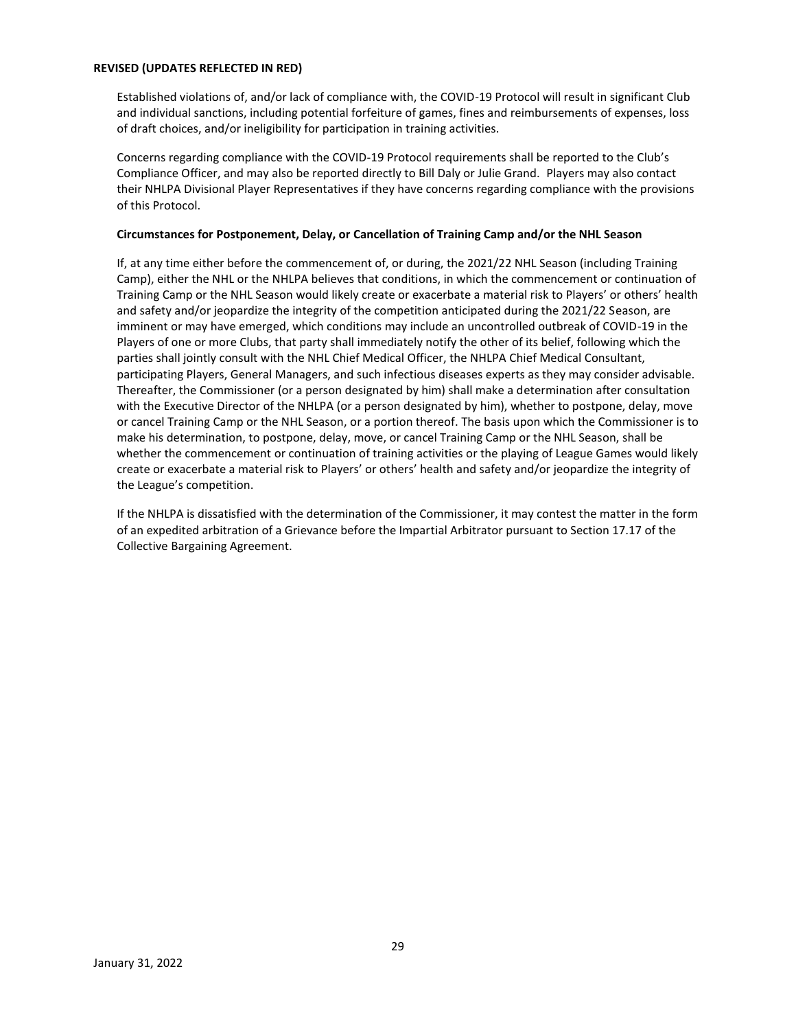**REVISED (UPDATES REFLECTED IN RED)**

Established violations of, and/or lack of compliance with, the COVID-19 Protocol will result in significant Club and individual sanctions, including potential forfeiture of games, fines and reimbursements of expenses, loss of draft choices, and/or ineligibility for participation in training activities.

Concerns regarding compliance with the COVID-19 Protocol requirements shall be reported to the Club's Compliance Officer, and may also be reported directly to Bill Daly or Julie Grand. Players may also contact their NHLPA Divisional Player Representatives if they have concerns regarding compliance with the provisions of this Protocol.

**Circumstances for Postponement, Delay, or Cancellation of Training Camp and/or the NHL Season**

If, at any time either before the commencement of, or during, the 2021/22 NHL Season (including Training Camp), either the NHL or the NHLPA believes that conditions, in which the commencement or continuation of Training Camp or the NHL Season would likely create or exacerbate a material risk to Players' or others' health and safety and/or jeopardize the integrity of the competition anticipated during the 2021/22 Season, are imminent or may have emerged, which conditions may include an uncontrolled outbreak of COVID-19 in the Players of one or more Clubs, that party shall immediately notify the other of its belief, following which the parties shall jointly consult with the NHL Chief Medical Officer, the NHLPA Chief Medical Consultant, participating Players, General Managers, and such infectious diseases experts as they may consider advisable. Thereafter, the Commissioner (or a person designated by him) shall make a determination after consultation with the Executive Director of the NHLPA (or a person designated by him), whether to postpone, delay, move or cancel Training Camp or the NHL Season, or a portion thereof. The basis upon which the Commissioner is to make his determination, to postpone, delay, move, or cancel Training Camp or the NHL Season, shall be whether the commencement or continuation of training activities or the playing of League Games would likely create or exacerbate a material risk to Players' or others' health and safety and/or jeopardize the integrity of the League's competition.

If the NHLPA is dissatisfied with the determination of the Commissioner, it may contest the matter in the form of an expedited arbitration of a Grievance before the Impartial Arbitrator pursuant to Section 17.17 of the Collective Bargaining Agreement.

January 31, 2022